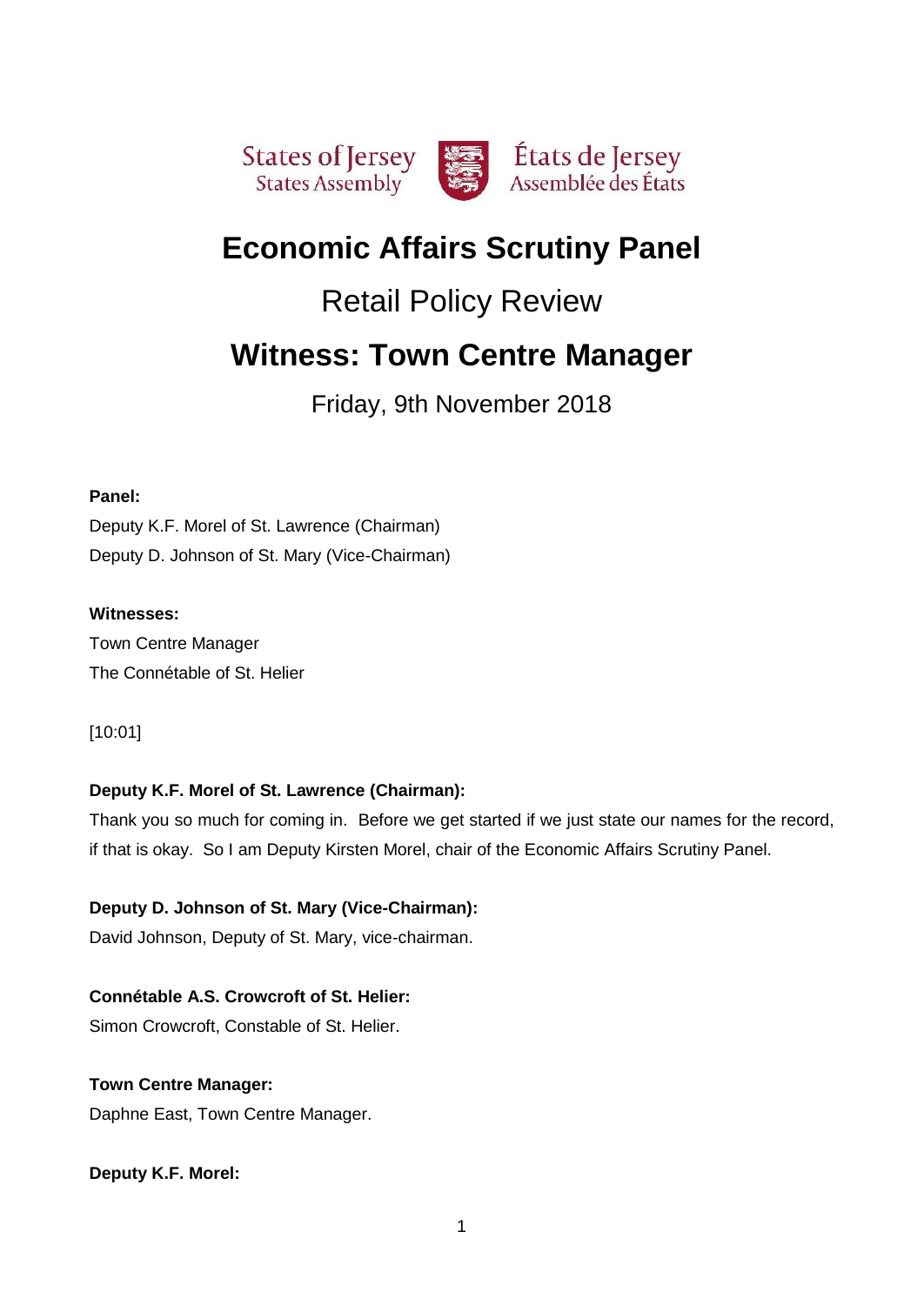States of Jersey
States Assembly

États de Jersey
Assemblée des États

# Economic Affairs Scrutiny Panel

## Retail Policy Review

# Witness: Town Centre Manager

Friday, 9th November 2018

**Panel:**

Deputy K.F. Morel of St. Lawrence (Chairman)

Deputy D. Johnson of St. Mary (Vice-Chairman)

**Witnesses:**

Town Centre Manager

The Connétable of St. Helier

[10:01]

**Deputy K.F. Morel of St. Lawrence (Chairman):**

Thank you so much for coming in. Before we get started if we just state our names for the record, if that is okay. So I am Deputy Kirsten Morel, chair of the Economic Affairs Scrutiny Panel.

**Deputy D. Johnson of St. Mary (Vice-Chairman):**

David Johnson, Deputy of St. Mary, vice-chairman.

**Connétable A.S. Crowcroft of St. Helier:**

Simon Crowcroft, Constable of St. Helier.

**Town Centre Manager:**

Daphne East, Town Centre Manager.

**Deputy K.F. Morel:**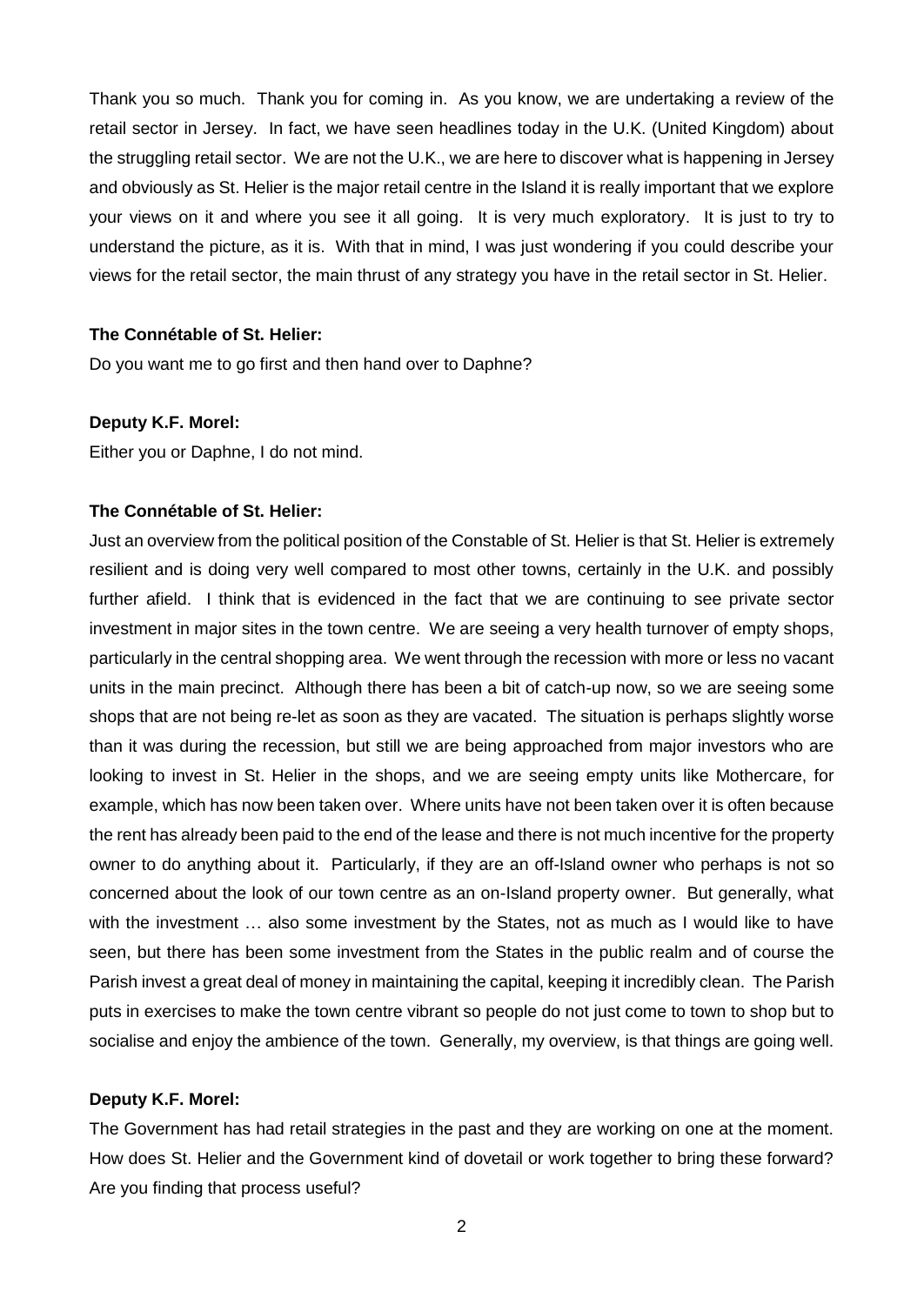Thank you so much. Thank you for coming in. As you know, we are undertaking a review of the retail sector in Jersey. In fact, we have seen headlines today in the U.K. (United Kingdom) about the struggling retail sector. We are not the U.K., we are here to discover what is happening in Jersey and obviously as St. Helier is the major retail centre in the Island it is really important that we explore your views on it and where you see it all going. It is very much exploratory. It is just to try to understand the picture, as it is. With that in mind, I was just wondering if you could describe your views for the retail sector, the main thrust of any strategy you have in the retail sector in St. Helier.

**The Connétable of St. Helier:**

Do you want me to go first and then hand over to Daphne?

**Deputy K.F. Morel:**

Either you or Daphne, I do not mind.

**The Connétable of St. Helier:**

Just an overview from the political position of the Constable of St. Helier is that St. Helier is extremely resilient and is doing very well compared to most other towns, certainly in the U.K. and possibly further afield. I think that is evidenced in the fact that we are continuing to see private sector investment in major sites in the town centre. We are seeing a very health turnover of empty shops, particularly in the central shopping area. We went through the recession with more or less no vacant units in the main precinct. Although there has been a bit of catch-up now, so we are seeing some shops that are not being re-let as soon as they are vacated. The situation is perhaps slightly worse than it was during the recession, but still we are being approached from major investors who are looking to invest in St. Helier in the shops, and we are seeing empty units like Mothercare, for example, which has now been taken over. Where units have not been taken over it is often because the rent has already been paid to the end of the lease and there is not much incentive for the property owner to do anything about it. Particularly, if they are an off-Island owner who perhaps is not so concerned about the look of our town centre as an on-Island property owner. But generally, what with the investment … also some investment by the States, not as much as I would like to have seen, but there has been some investment from the States in the public realm and of course the Parish invest a great deal of money in maintaining the capital, keeping it incredibly clean. The Parish puts in exercises to make the town centre vibrant so people do not just come to town to shop but to socialise and enjoy the ambience of the town. Generally, my overview, is that things are going well.

**Deputy K.F. Morel:**

The Government has had retail strategies in the past and they are working on one at the moment. How does St. Helier and the Government kind of dovetail or work together to bring these forward? Are you finding that process useful?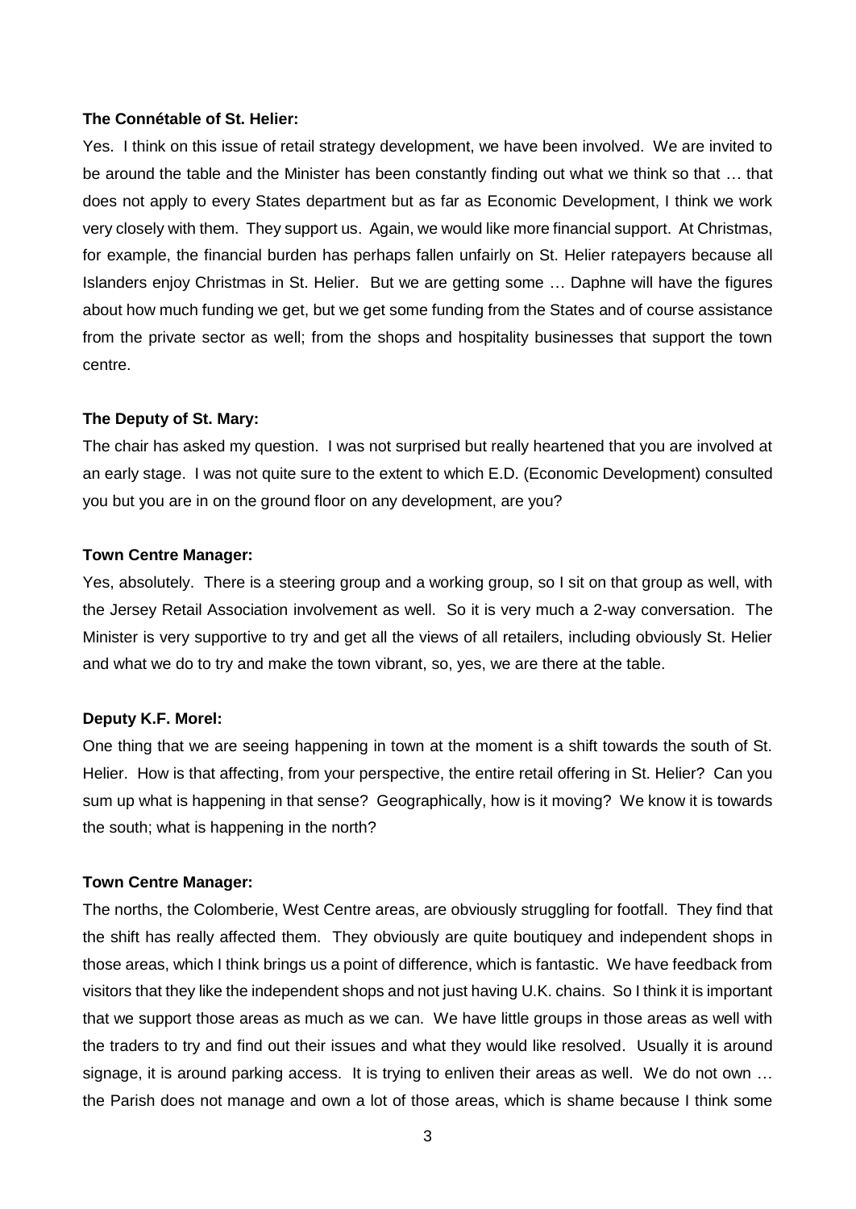**The Connétable of St. Helier:**

Yes. I think on this issue of retail strategy development, we have been involved. We are invited to be around the table and the Minister has been constantly finding out what we think so that … that does not apply to every States department but as far as Economic Development, I think we work very closely with them. They support us. Again, we would like more financial support. At Christmas, for example, the financial burden has perhaps fallen unfairly on St. Helier ratepayers because all Islanders enjoy Christmas in St. Helier. But we are getting some … Daphne will have the figures about how much funding we get, but we get some funding from the States and of course assistance from the private sector as well; from the shops and hospitality businesses that support the town centre.

**The Deputy of St. Mary:**

The chair has asked my question. I was not surprised but really heartened that you are involved at an early stage. I was not quite sure to the extent to which E.D. (Economic Development) consulted you but you are in on the ground floor on any development, are you?

**Town Centre Manager:**

Yes, absolutely. There is a steering group and a working group, so I sit on that group as well, with the Jersey Retail Association involvement as well. So it is very much a 2-way conversation. The Minister is very supportive to try and get all the views of all retailers, including obviously St. Helier and what we do to try and make the town vibrant, so, yes, we are there at the table.

**Deputy K.F. Morel:**

One thing that we are seeing happening in town at the moment is a shift towards the south of St. Helier. How is that affecting, from your perspective, the entire retail offering in St. Helier? Can you sum up what is happening in that sense? Geographically, how is it moving? We know it is towards the south; what is happening in the north?

**Town Centre Manager:**

The norths, the Colomberie, West Centre areas, are obviously struggling for footfall. They find that the shift has really affected them. They obviously are quite boutiquey and independent shops in those areas, which I think brings us a point of difference, which is fantastic. We have feedback from visitors that they like the independent shops and not just having U.K. chains. So I think it is important that we support those areas as much as we can. We have little groups in those areas as well with the traders to try and find out their issues and what they would like resolved. Usually it is around signage, it is around parking access. It is trying to enliven their areas as well. We do not own … the Parish does not manage and own a lot of those areas, which is shame because I think some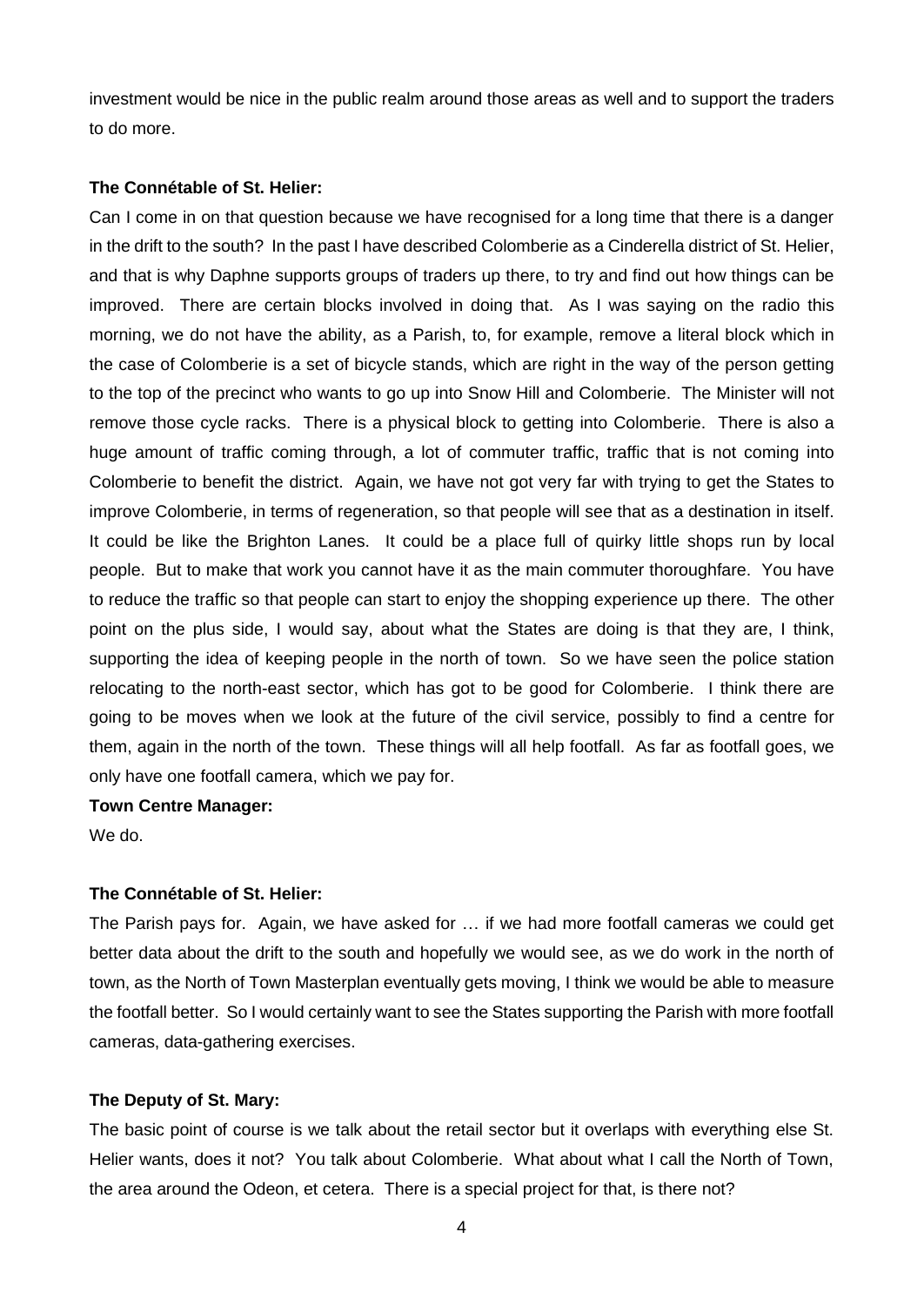investment would be nice in the public realm around those areas as well and to support the traders to do more.

**The Connétable of St. Helier:**

Can I come in on that question because we have recognised for a long time that there is a danger in the drift to the south? In the past I have described Colomberie as a Cinderella district of St. Helier, and that is why Daphne supports groups of traders up there, to try and find out how things can be improved. There are certain blocks involved in doing that. As I was saying on the radio this morning, we do not have the ability, as a Parish, to, for example, remove a literal block which in the case of Colomberie is a set of bicycle stands, which are right in the way of the person getting to the top of the precinct who wants to go up into Snow Hill and Colomberie. The Minister will not remove those cycle racks. There is a physical block to getting into Colomberie. There is also a huge amount of traffic coming through, a lot of commuter traffic, traffic that is not coming into Colomberie to benefit the district. Again, we have not got very far with trying to get the States to improve Colomberie, in terms of regeneration, so that people will see that as a destination in itself. It could be like the Brighton Lanes. It could be a place full of quirky little shops run by local people. But to make that work you cannot have it as the main commuter thoroughfare. You have to reduce the traffic so that people can start to enjoy the shopping experience up there. The other point on the plus side, I would say, about what the States are doing is that they are, I think, supporting the idea of keeping people in the north of town. So we have seen the police station relocating to the north-east sector, which has got to be good for Colomberie. I think there are going to be moves when we look at the future of the civil service, possibly to find a centre for them, again in the north of the town. These things will all help footfall. As far as footfall goes, we only have one footfall camera, which we pay for.

**Town Centre Manager:**

We do.

**The Connétable of St. Helier:**

The Parish pays for. Again, we have asked for … if we had more footfall cameras we could get better data about the drift to the south and hopefully we would see, as we do work in the north of town, as the North of Town Masterplan eventually gets moving, I think we would be able to measure the footfall better. So I would certainly want to see the States supporting the Parish with more footfall cameras, data-gathering exercises.

**The Deputy of St. Mary:**

The basic point of course is we talk about the retail sector but it overlaps with everything else St. Helier wants, does it not? You talk about Colomberie. What about what I call the North of Town, the area around the Odeon, et cetera. There is a special project for that, is there not?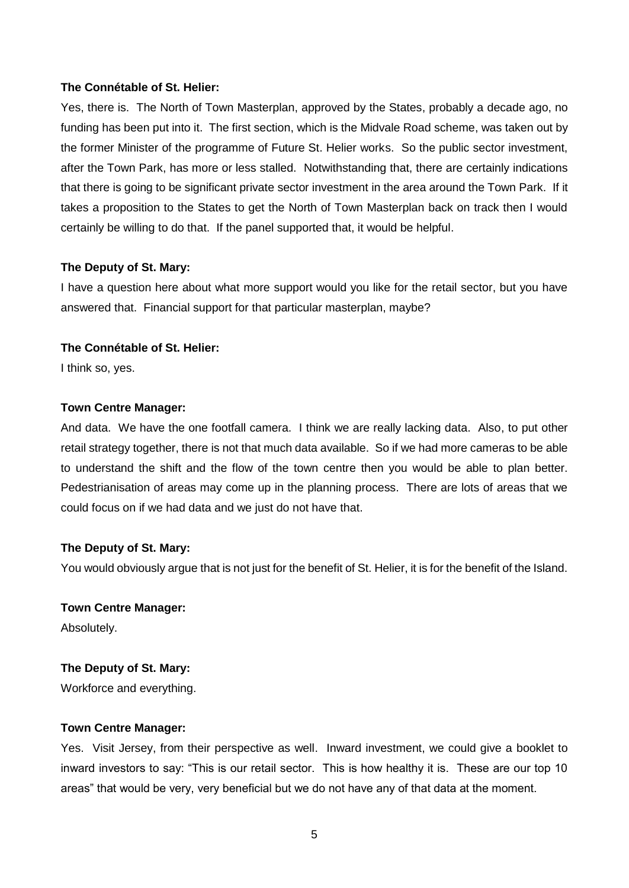**The Connétable of St. Helier:**

Yes, there is. The North of Town Masterplan, approved by the States, probably a decade ago, no funding has been put into it. The first section, which is the Midvale Road scheme, was taken out by the former Minister of the programme of Future St. Helier works. So the public sector investment, after the Town Park, has more or less stalled. Notwithstanding that, there are certainly indications that there is going to be significant private sector investment in the area around the Town Park. If it takes a proposition to the States to get the North of Town Masterplan back on track then I would certainly be willing to do that. If the panel supported that, it would be helpful.

**The Deputy of St. Mary:**

I have a question here about what more support would you like for the retail sector, but you have answered that. Financial support for that particular masterplan, maybe?

**The Connétable of St. Helier:**

I think so, yes.

**Town Centre Manager:**

And data. We have the one footfall camera. I think we are really lacking data. Also, to put other retail strategy together, there is not that much data available. So if we had more cameras to be able to understand the shift and the flow of the town centre then you would be able to plan better. Pedestrianisation of areas may come up in the planning process. There are lots of areas that we could focus on if we had data and we just do not have that.

**The Deputy of St. Mary:**

You would obviously argue that is not just for the benefit of St. Helier, it is for the benefit of the Island.

**Town Centre Manager:**

Absolutely.

**The Deputy of St. Mary:**

Workforce and everything.

**Town Centre Manager:**

Yes. Visit Jersey, from their perspective as well. Inward investment, we could give a booklet to inward investors to say: "This is our retail sector. This is how healthy it is. These are our top 10 areas" that would be very, very beneficial but we do not have any of that data at the moment.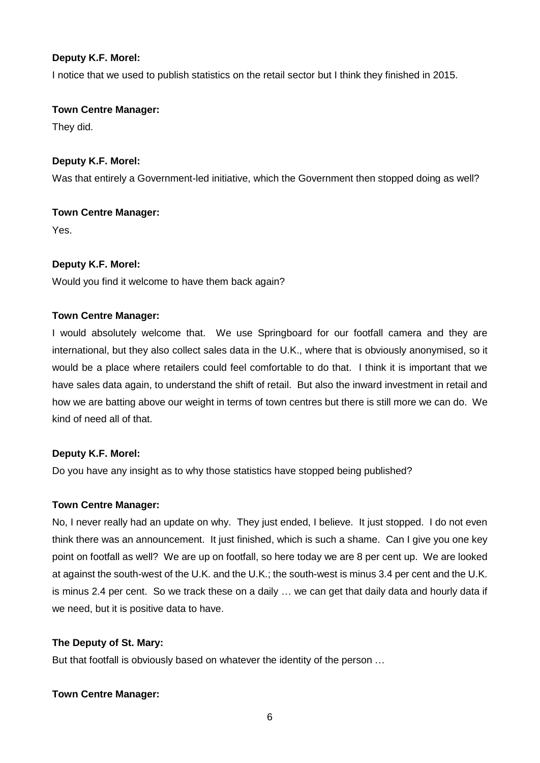**Deputy K.F. Morel:**

I notice that we used to publish statistics on the retail sector but I think they finished in 2015.

**Town Centre Manager:**

They did.

**Deputy K.F. Morel:**

Was that entirely a Government-led initiative, which the Government then stopped doing as well?

**Town Centre Manager:**

Yes.

**Deputy K.F. Morel:**

Would you find it welcome to have them back again?

**Town Centre Manager:**

I would absolutely welcome that. We use Springboard for our footfall camera and they are international, but they also collect sales data in the U.K., where that is obviously anonymised, so it would be a place where retailers could feel comfortable to do that. I think it is important that we have sales data again, to understand the shift of retail. But also the inward investment in retail and how we are batting above our weight in terms of town centres but there is still more we can do. We kind of need all of that.

**Deputy K.F. Morel:**

Do you have any insight as to why those statistics have stopped being published?

**Town Centre Manager:**

No, I never really had an update on why. They just ended, I believe. It just stopped. I do not even think there was an announcement. It just finished, which is such a shame. Can I give you one key point on footfall as well? We are up on footfall, so here today we are 8 per cent up. We are looked at against the south-west of the U.K. and the U.K.; the south-west is minus 3.4 per cent and the U.K. is minus 2.4 per cent. So we track these on a daily … we can get that daily data and hourly data if we need, but it is positive data to have.

**The Deputy of St. Mary:**

But that footfall is obviously based on whatever the identity of the person …

**Town Centre Manager:**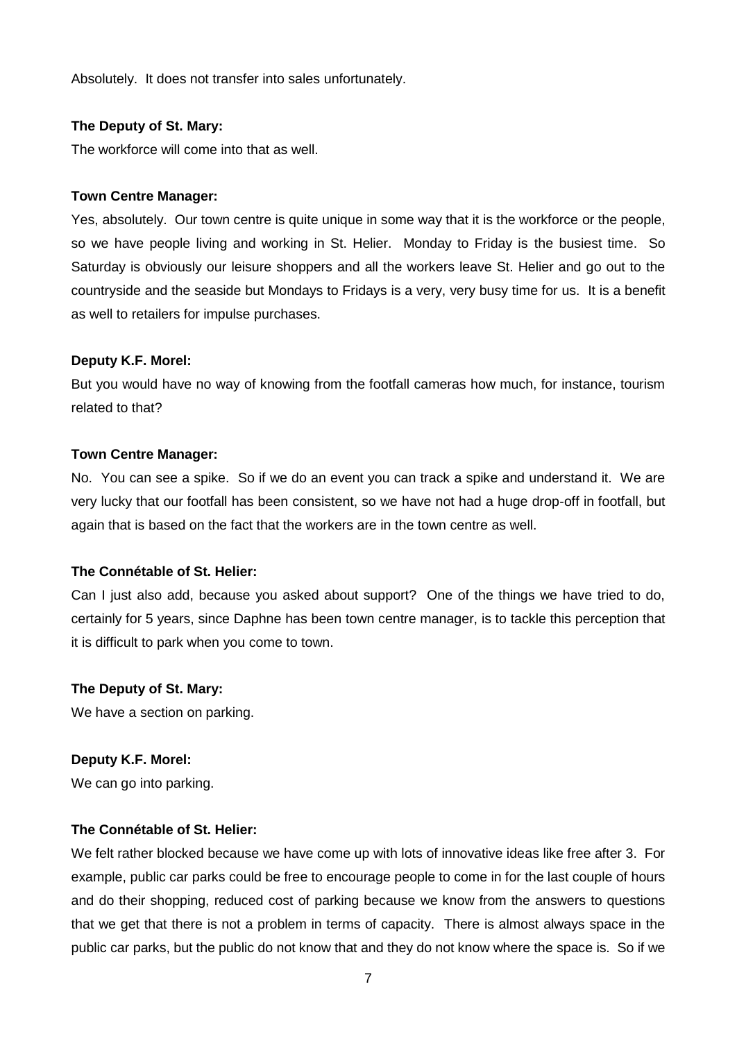Absolutely. It does not transfer into sales unfortunately.

**The Deputy of St. Mary:**

The workforce will come into that as well.

**Town Centre Manager:**

Yes, absolutely. Our town centre is quite unique in some way that it is the workforce or the people, so we have people living and working in St. Helier. Monday to Friday is the busiest time. So Saturday is obviously our leisure shoppers and all the workers leave St. Helier and go out to the countryside and the seaside but Mondays to Fridays is a very, very busy time for us. It is a benefit as well to retailers for impulse purchases.

**Deputy K.F. Morel:**

But you would have no way of knowing from the footfall cameras how much, for instance, tourism related to that?

**Town Centre Manager:**

No. You can see a spike. So if we do an event you can track a spike and understand it. We are very lucky that our footfall has been consistent, so we have not had a huge drop-off in footfall, but again that is based on the fact that the workers are in the town centre as well.

**The Connétable of St. Helier:**

Can I just also add, because you asked about support? One of the things we have tried to do, certainly for 5 years, since Daphne has been town centre manager, is to tackle this perception that it is difficult to park when you come to town.

**The Deputy of St. Mary:**

We have a section on parking.

**Deputy K.F. Morel:**

We can go into parking.

**The Connétable of St. Helier:**

We felt rather blocked because we have come up with lots of innovative ideas like free after 3. For example, public car parks could be free to encourage people to come in for the last couple of hours and do their shopping, reduced cost of parking because we know from the answers to questions that we get that there is not a problem in terms of capacity. There is almost always space in the public car parks, but the public do not know that and they do not know where the space is. So if we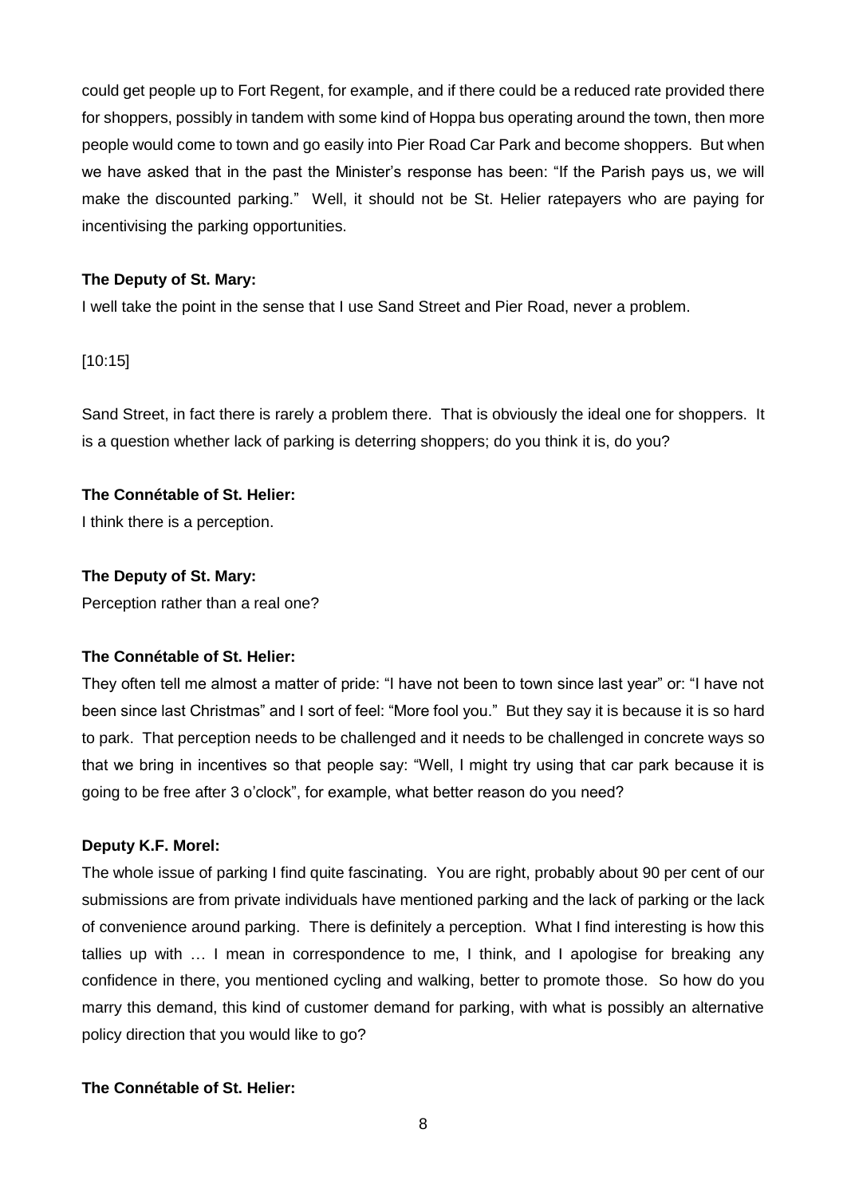could get people up to Fort Regent, for example, and if there could be a reduced rate provided there for shoppers, possibly in tandem with some kind of Hoppa bus operating around the town, then more people would come to town and go easily into Pier Road Car Park and become shoppers. But when we have asked that in the past the Minister's response has been: "If the Parish pays us, we will make the discounted parking." Well, it should not be St. Helier ratepayers who are paying for incentivising the parking opportunities.

**The Deputy of St. Mary:**

I well take the point in the sense that I use Sand Street and Pier Road, never a problem.

[10:15]

Sand Street, in fact there is rarely a problem there. That is obviously the ideal one for shoppers. It is a question whether lack of parking is deterring shoppers; do you think it is, do you?

**The Connétable of St. Helier:**

I think there is a perception.

**The Deputy of St. Mary:**

Perception rather than a real one?

**The Connétable of St. Helier:**

They often tell me almost a matter of pride: "I have not been to town since last year" or: "I have not been since last Christmas" and I sort of feel: "More fool you." But they say it is because it is so hard to park. That perception needs to be challenged and it needs to be challenged in concrete ways so that we bring in incentives so that people say: "Well, I might try using that car park because it is going to be free after 3 o'clock", for example, what better reason do you need?

**Deputy K.F. Morel:**

The whole issue of parking I find quite fascinating. You are right, probably about 90 per cent of our submissions are from private individuals have mentioned parking and the lack of parking or the lack of convenience around parking. There is definitely a perception. What I find interesting is how this tallies up with … I mean in correspondence to me, I think, and I apologise for breaking any confidence in there, you mentioned cycling and walking, better to promote those. So how do you marry this demand, this kind of customer demand for parking, with what is possibly an alternative policy direction that you would like to go?

**The Connétable of St. Helier:**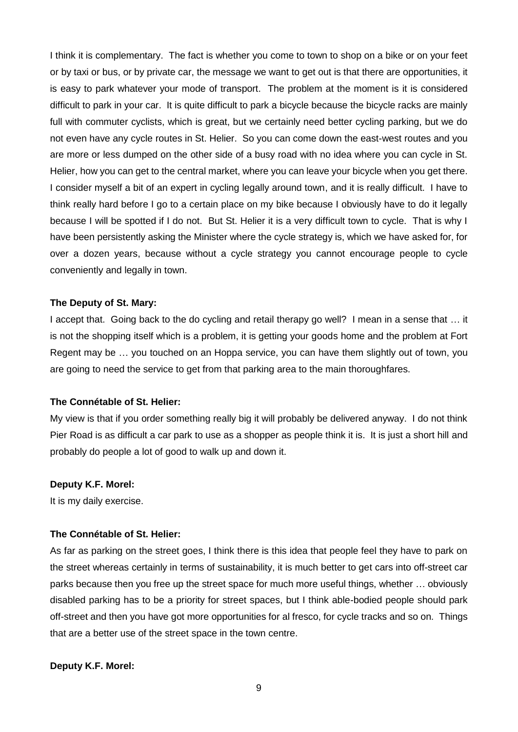I think it is complementary. The fact is whether you come to town to shop on a bike or on your feet or by taxi or bus, or by private car, the message we want to get out is that there are opportunities, it is easy to park whatever your mode of transport. The problem at the moment is it is considered difficult to park in your car. It is quite difficult to park a bicycle because the bicycle racks are mainly full with commuter cyclists, which is great, but we certainly need better cycling parking, but we do not even have any cycle routes in St. Helier. So you can come down the east-west routes and you are more or less dumped on the other side of a busy road with no idea where you can cycle in St. Helier, how you can get to the central market, where you can leave your bicycle when you get there. I consider myself a bit of an expert in cycling legally around town, and it is really difficult. I have to think really hard before I go to a certain place on my bike because I obviously have to do it legally because I will be spotted if I do not. But St. Helier it is a very difficult town to cycle. That is why I have been persistently asking the Minister where the cycle strategy is, which we have asked for, for over a dozen years, because without a cycle strategy you cannot encourage people to cycle conveniently and legally in town.

**The Deputy of St. Mary:**

I accept that. Going back to the do cycling and retail therapy go well? I mean in a sense that … it is not the shopping itself which is a problem, it is getting your goods home and the problem at Fort Regent may be … you touched on an Hoppa service, you can have them slightly out of town, you are going to need the service to get from that parking area to the main thoroughfares.

**The Connétable of St. Helier:**

My view is that if you order something really big it will probably be delivered anyway. I do not think Pier Road is as difficult a car park to use as a shopper as people think it is. It is just a short hill and probably do people a lot of good to walk up and down it.

**Deputy K.F. Morel:**

It is my daily exercise.

**The Connétable of St. Helier:**

As far as parking on the street goes, I think there is this idea that people feel they have to park on the street whereas certainly in terms of sustainability, it is much better to get cars into off-street car parks because then you free up the street space for much more useful things, whether … obviously disabled parking has to be a priority for street spaces, but I think able-bodied people should park off-street and then you have got more opportunities for al fresco, for cycle tracks and so on. Things that are a better use of the street space in the town centre.

**Deputy K.F. Morel:**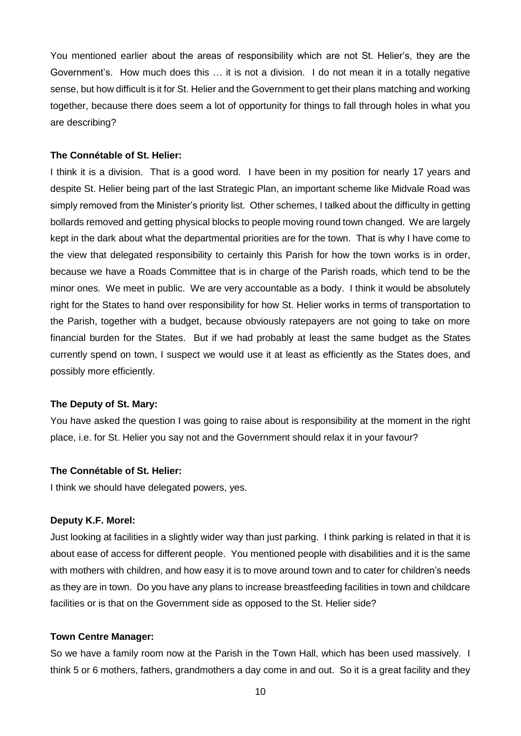You mentioned earlier about the areas of responsibility which are not St. Helier's, they are the Government's. How much does this … it is not a division. I do not mean it in a totally negative sense, but how difficult is it for St. Helier and the Government to get their plans matching and working together, because there does seem a lot of opportunity for things to fall through holes in what you are describing?

**The Connétable of St. Helier:**

I think it is a division. That is a good word. I have been in my position for nearly 17 years and despite St. Helier being part of the last Strategic Plan, an important scheme like Midvale Road was simply removed from the Minister's priority list. Other schemes, I talked about the difficulty in getting bollards removed and getting physical blocks to people moving round town changed. We are largely kept in the dark about what the departmental priorities are for the town. That is why I have come to the view that delegated responsibility to certainly this Parish for how the town works is in order, because we have a Roads Committee that is in charge of the Parish roads, which tend to be the minor ones. We meet in public. We are very accountable as a body. I think it would be absolutely right for the States to hand over responsibility for how St. Helier works in terms of transportation to the Parish, together with a budget, because obviously ratepayers are not going to take on more financial burden for the States. But if we had probably at least the same budget as the States currently spend on town, I suspect we would use it at least as efficiently as the States does, and possibly more efficiently.

**The Deputy of St. Mary:**

You have asked the question I was going to raise about is responsibility at the moment in the right place, i.e. for St. Helier you say not and the Government should relax it in your favour?

**The Connétable of St. Helier:**

I think we should have delegated powers, yes.

**Deputy K.F. Morel:**

Just looking at facilities in a slightly wider way than just parking. I think parking is related in that it is about ease of access for different people. You mentioned people with disabilities and it is the same with mothers with children, and how easy it is to move around town and to cater for children's needs as they are in town. Do you have any plans to increase breastfeeding facilities in town and childcare facilities or is that on the Government side as opposed to the St. Helier side?

**Town Centre Manager:**

So we have a family room now at the Parish in the Town Hall, which has been used massively. I think 5 or 6 mothers, fathers, grandmothers a day come in and out. So it is a great facility and they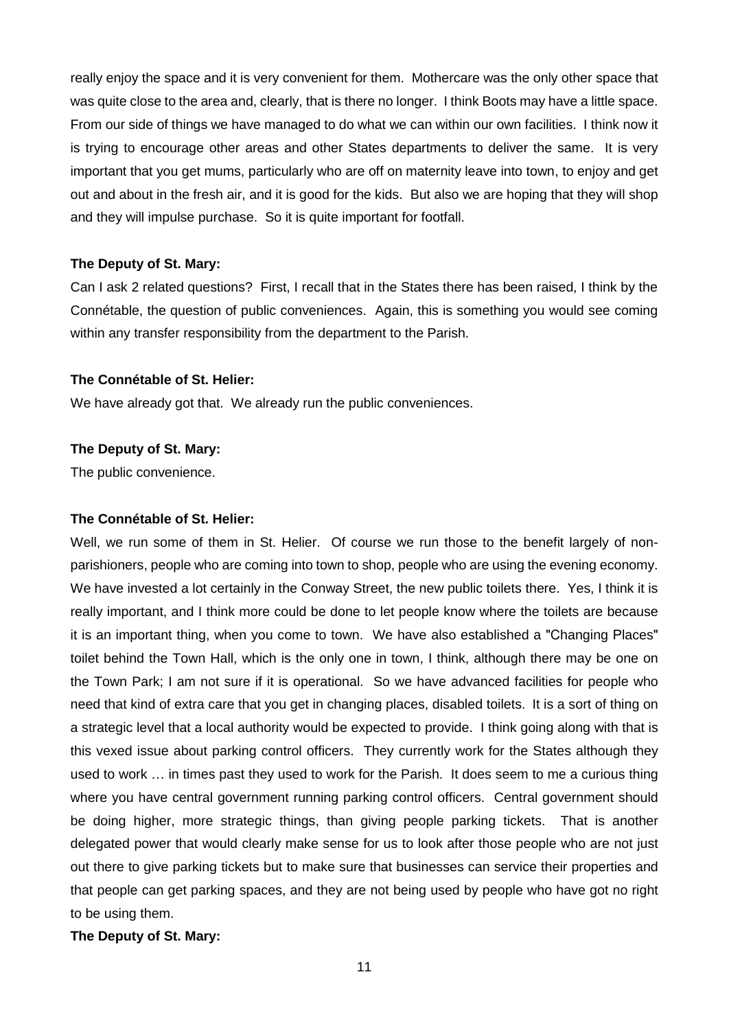really enjoy the space and it is very convenient for them. Mothercare was the only other space that was quite close to the area and, clearly, that is there no longer. I think Boots may have a little space. From our side of things we have managed to do what we can within our own facilities. I think now it is trying to encourage other areas and other States departments to deliver the same. It is very important that you get mums, particularly who are off on maternity leave into town, to enjoy and get out and about in the fresh air, and it is good for the kids. But also we are hoping that they will shop and they will impulse purchase. So it is quite important for footfall.

**The Deputy of St. Mary:**

Can I ask 2 related questions? First, I recall that in the States there has been raised, I think by the Connétable, the question of public conveniences. Again, this is something you would see coming within any transfer responsibility from the department to the Parish.

**The Connétable of St. Helier:**

We have already got that. We already run the public conveniences.

**The Deputy of St. Mary:**

The public convenience.

**The Connétable of St. Helier:**

Well, we run some of them in St. Helier. Of course we run those to the benefit largely of non-parishioners, people who are coming into town to shop, people who are using the evening economy. We have invested a lot certainly in the Conway Street, the new public toilets there. Yes, I think it is really important, and I think more could be done to let people know where the toilets are because it is an important thing, when you come to town. We have also established a "Changing Places" toilet behind the Town Hall, which is the only one in town, I think, although there may be one on the Town Park; I am not sure if it is operational. So we have advanced facilities for people who need that kind of extra care that you get in changing places, disabled toilets. It is a sort of thing on a strategic level that a local authority would be expected to provide. I think going along with that is this vexed issue about parking control officers. They currently work for the States although they used to work … in times past they used to work for the Parish. It does seem to me a curious thing where you have central government running parking control officers. Central government should be doing higher, more strategic things, than giving people parking tickets. That is another delegated power that would clearly make sense for us to look after those people who are not just out there to give parking tickets but to make sure that businesses can service their properties and that people can get parking spaces, and they are not being used by people who have got no right to be using them.

**The Deputy of St. Mary:**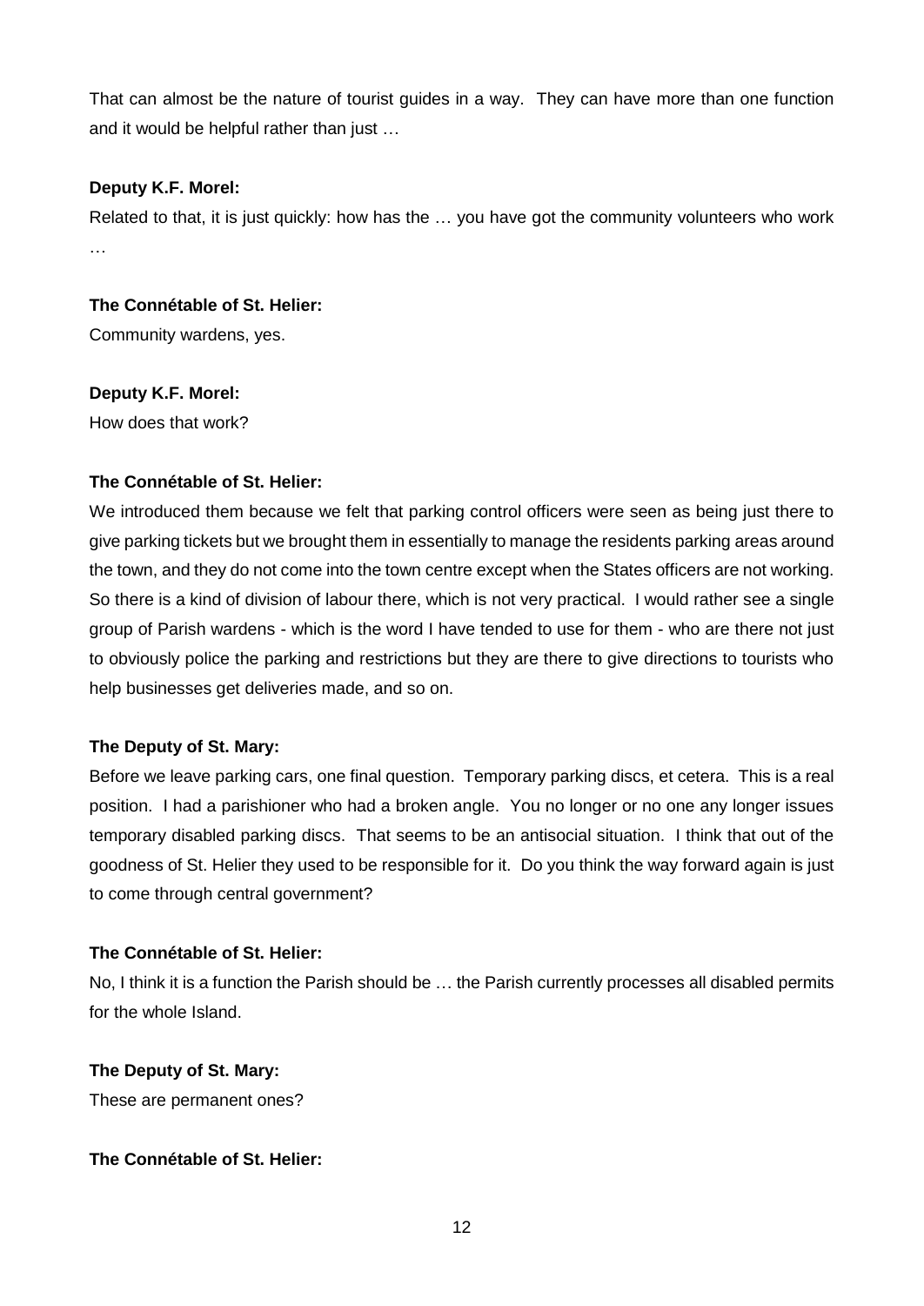That can almost be the nature of tourist guides in a way. They can have more than one function and it would be helpful rather than just …

**Deputy K.F. Morel:**

Related to that, it is just quickly: how has the … you have got the community volunteers who work …

**The Connétable of St. Helier:**

Community wardens, yes.

**Deputy K.F. Morel:**

How does that work?

**The Connétable of St. Helier:**

We introduced them because we felt that parking control officers were seen as being just there to give parking tickets but we brought them in essentially to manage the residents parking areas around the town, and they do not come into the town centre except when the States officers are not working. So there is a kind of division of labour there, which is not very practical. I would rather see a single group of Parish wardens - which is the word I have tended to use for them - who are there not just to obviously police the parking and restrictions but they are there to give directions to tourists who help businesses get deliveries made, and so on.

**The Deputy of St. Mary:**

Before we leave parking cars, one final question. Temporary parking discs, et cetera. This is a real position. I had a parishioner who had a broken angle. You no longer or no one any longer issues temporary disabled parking discs. That seems to be an antisocial situation. I think that out of the goodness of St. Helier they used to be responsible for it. Do you think the way forward again is just to come through central government?

**The Connétable of St. Helier:**

No, I think it is a function the Parish should be … the Parish currently processes all disabled permits for the whole Island.

**The Deputy of St. Mary:**

These are permanent ones?

**The Connétable of St. Helier:**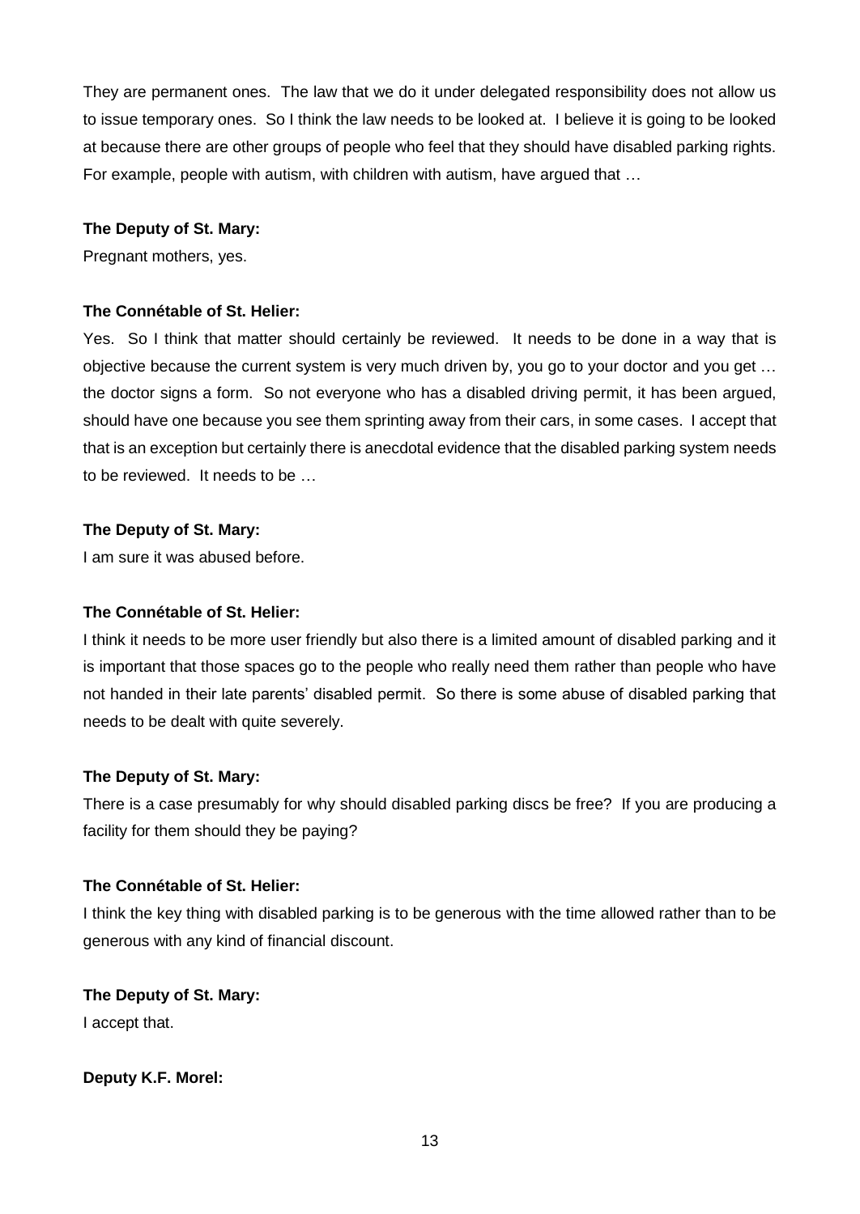They are permanent ones. The law that we do it under delegated responsibility does not allow us to issue temporary ones. So I think the law needs to be looked at. I believe it is going to be looked at because there are other groups of people who feel that they should have disabled parking rights. For example, people with autism, with children with autism, have argued that …

**The Deputy of St. Mary:**

Pregnant mothers, yes.

**The Connétable of St. Helier:**

Yes. So I think that matter should certainly be reviewed. It needs to be done in a way that is objective because the current system is very much driven by, you go to your doctor and you get … the doctor signs a form. So not everyone who has a disabled driving permit, it has been argued, should have one because you see them sprinting away from their cars, in some cases. I accept that that is an exception but certainly there is anecdotal evidence that the disabled parking system needs to be reviewed. It needs to be …

**The Deputy of St. Mary:**

I am sure it was abused before.

**The Connétable of St. Helier:**

I think it needs to be more user friendly but also there is a limited amount of disabled parking and it is important that those spaces go to the people who really need them rather than people who have not handed in their late parents' disabled permit. So there is some abuse of disabled parking that needs to be dealt with quite severely.

**The Deputy of St. Mary:**

There is a case presumably for why should disabled parking discs be free? If you are producing a facility for them should they be paying?

**The Connétable of St. Helier:**

I think the key thing with disabled parking is to be generous with the time allowed rather than to be generous with any kind of financial discount.

**The Deputy of St. Mary:**

I accept that.

**Deputy K.F. Morel:**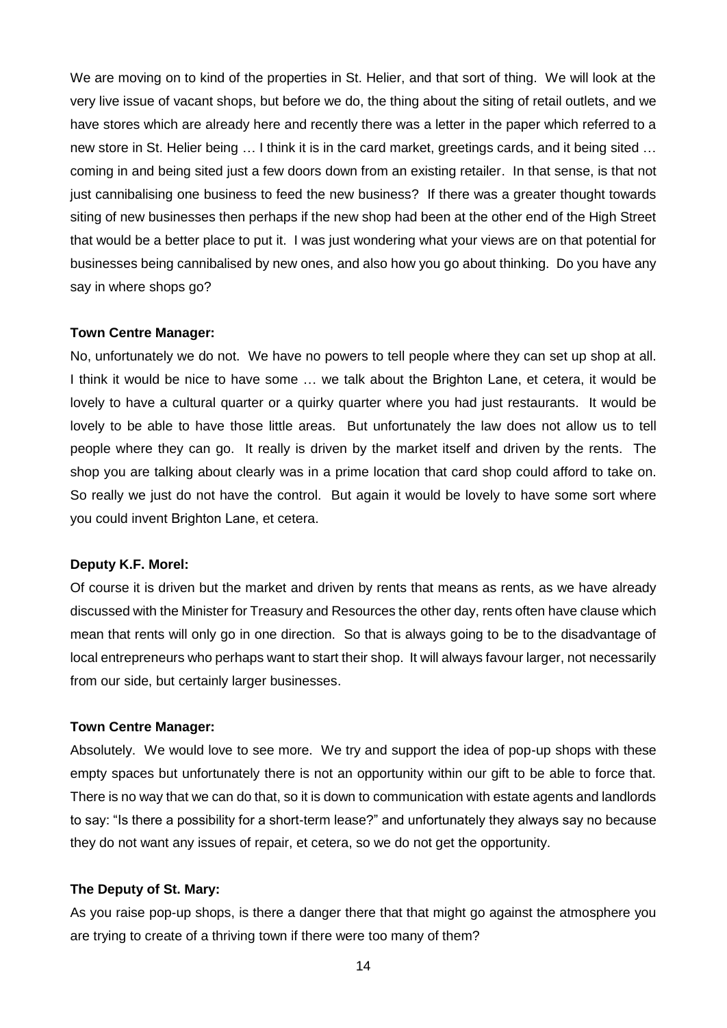We are moving on to kind of the properties in St. Helier, and that sort of thing. We will look at the very live issue of vacant shops, but before we do, the thing about the siting of retail outlets, and we have stores which are already here and recently there was a letter in the paper which referred to a new store in St. Helier being … I think it is in the card market, greetings cards, and it being sited … coming in and being sited just a few doors down from an existing retailer. In that sense, is that not just cannibalising one business to feed the new business? If there was a greater thought towards siting of new businesses then perhaps if the new shop had been at the other end of the High Street that would be a better place to put it. I was just wondering what your views are on that potential for businesses being cannibalised by new ones, and also how you go about thinking. Do you have any say in where shops go?

**Town Centre Manager:**

No, unfortunately we do not. We have no powers to tell people where they can set up shop at all. I think it would be nice to have some … we talk about the Brighton Lane, et cetera, it would be lovely to have a cultural quarter or a quirky quarter where you had just restaurants. It would be lovely to be able to have those little areas. But unfortunately the law does not allow us to tell people where they can go. It really is driven by the market itself and driven by the rents. The shop you are talking about clearly was in a prime location that card shop could afford to take on. So really we just do not have the control. But again it would be lovely to have some sort where you could invent Brighton Lane, et cetera.

**Deputy K.F. Morel:**

Of course it is driven but the market and driven by rents that means as rents, as we have already discussed with the Minister for Treasury and Resources the other day, rents often have clause which mean that rents will only go in one direction. So that is always going to be to the disadvantage of local entrepreneurs who perhaps want to start their shop. It will always favour larger, not necessarily from our side, but certainly larger businesses.

**Town Centre Manager:**

Absolutely. We would love to see more. We try and support the idea of pop-up shops with these empty spaces but unfortunately there is not an opportunity within our gift to be able to force that. There is no way that we can do that, so it is down to communication with estate agents and landlords to say: "Is there a possibility for a short-term lease?" and unfortunately they always say no because they do not want any issues of repair, et cetera, so we do not get the opportunity.

**The Deputy of St. Mary:**

As you raise pop-up shops, is there a danger there that that might go against the atmosphere you are trying to create of a thriving town if there were too many of them?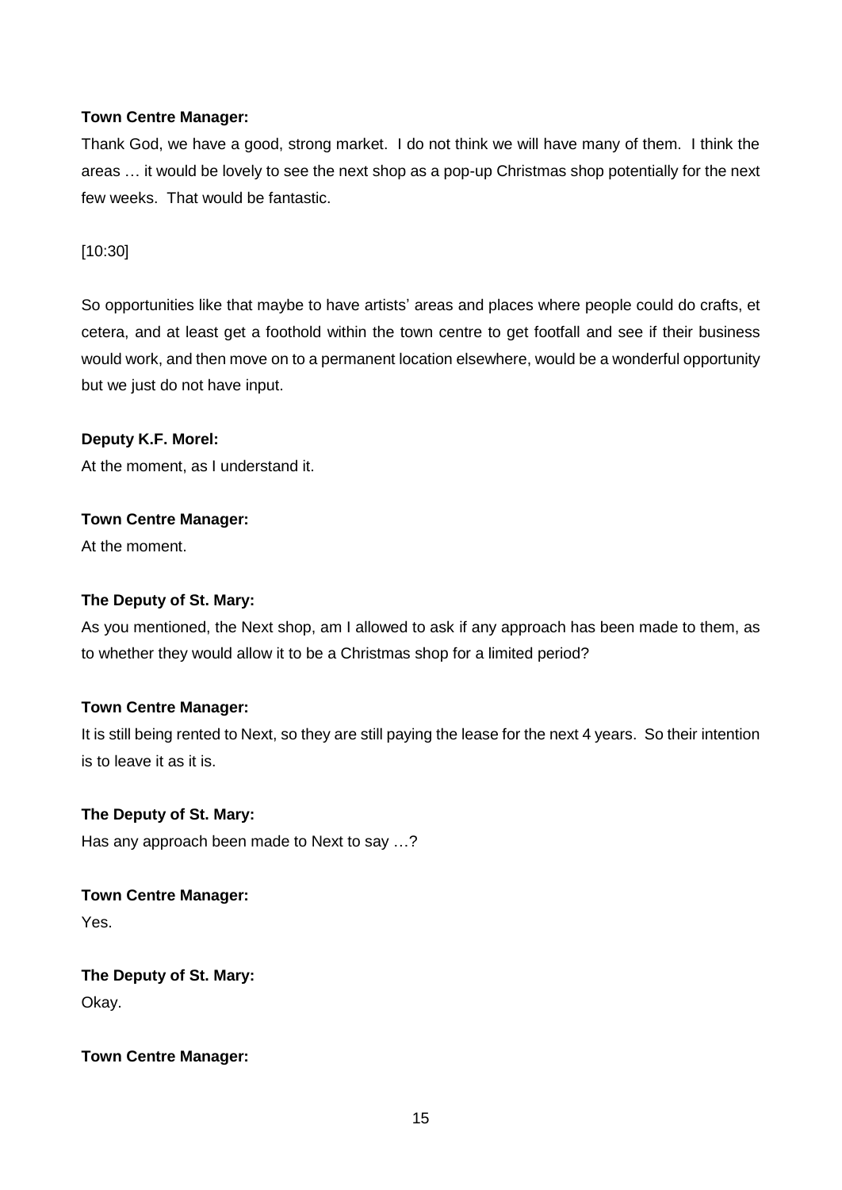**Town Centre Manager:**

Thank God, we have a good, strong market. I do not think we will have many of them. I think the areas … it would be lovely to see the next shop as a pop-up Christmas shop potentially for the next few weeks. That would be fantastic.

[10:30]

So opportunities like that maybe to have artists' areas and places where people could do crafts, et cetera, and at least get a foothold within the town centre to get footfall and see if their business would work, and then move on to a permanent location elsewhere, would be a wonderful opportunity but we just do not have input.

**Deputy K.F. Morel:**

At the moment, as I understand it.

**Town Centre Manager:**

At the moment.

**The Deputy of St. Mary:**

As you mentioned, the Next shop, am I allowed to ask if any approach has been made to them, as to whether they would allow it to be a Christmas shop for a limited period?

**Town Centre Manager:**

It is still being rented to Next, so they are still paying the lease for the next 4 years. So their intention is to leave it as it is.

**The Deputy of St. Mary:**

Has any approach been made to Next to say …?

**Town Centre Manager:**

Yes.

**The Deputy of St. Mary:**

Okay.

**Town Centre Manager:**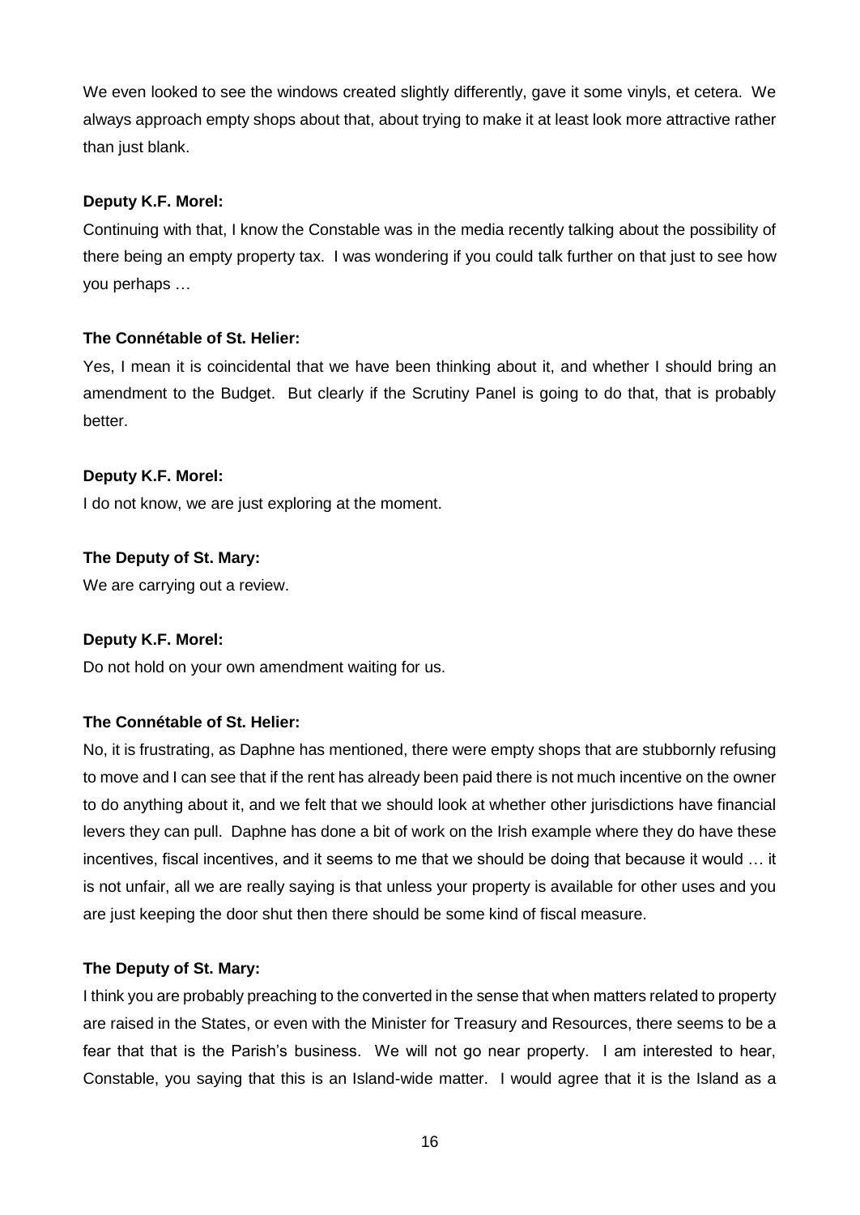We even looked to see the windows created slightly differently, gave it some vinyls, et cetera. We always approach empty shops about that, about trying to make it at least look more attractive rather than just blank.

**Deputy K.F. Morel:**

Continuing with that, I know the Constable was in the media recently talking about the possibility of there being an empty property tax. I was wondering if you could talk further on that just to see how you perhaps …

**The Connétable of St. Helier:**

Yes, I mean it is coincidental that we have been thinking about it, and whether I should bring an amendment to the Budget. But clearly if the Scrutiny Panel is going to do that, that is probably better.

**Deputy K.F. Morel:**

I do not know, we are just exploring at the moment.

**The Deputy of St. Mary:**

We are carrying out a review.

**Deputy K.F. Morel:**

Do not hold on your own amendment waiting for us.

**The Connétable of St. Helier:**

No, it is frustrating, as Daphne has mentioned, there were empty shops that are stubbornly refusing to move and I can see that if the rent has already been paid there is not much incentive on the owner to do anything about it, and we felt that we should look at whether other jurisdictions have financial levers they can pull. Daphne has done a bit of work on the Irish example where they do have these incentives, fiscal incentives, and it seems to me that we should be doing that because it would … it is not unfair, all we are really saying is that unless your property is available for other uses and you are just keeping the door shut then there should be some kind of fiscal measure.

**The Deputy of St. Mary:**

I think you are probably preaching to the converted in the sense that when matters related to property are raised in the States, or even with the Minister for Treasury and Resources, there seems to be a fear that that is the Parish's business. We will not go near property. I am interested to hear, Constable, you saying that this is an Island-wide matter. I would agree that it is the Island as a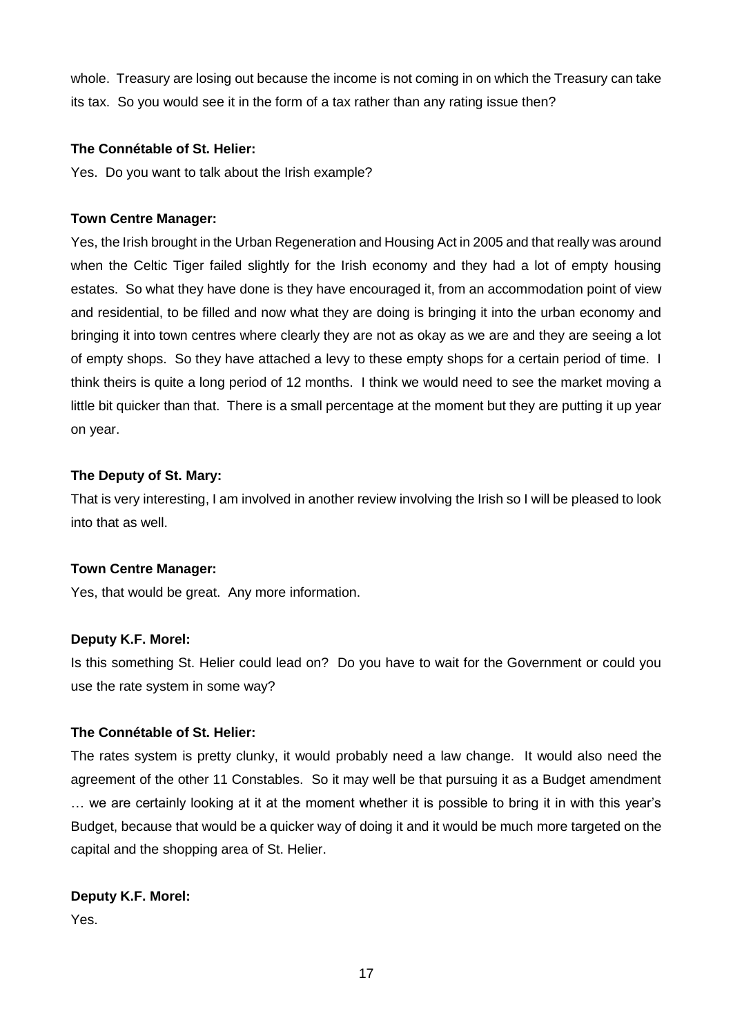whole. Treasury are losing out because the income is not coming in on which the Treasury can take its tax. So you would see it in the form of a tax rather than any rating issue then?

**The Connétable of St. Helier:**

Yes. Do you want to talk about the Irish example?

**Town Centre Manager:**

Yes, the Irish brought in the Urban Regeneration and Housing Act in 2005 and that really was around when the Celtic Tiger failed slightly for the Irish economy and they had a lot of empty housing estates. So what they have done is they have encouraged it, from an accommodation point of view and residential, to be filled and now what they are doing is bringing it into the urban economy and bringing it into town centres where clearly they are not as okay as we are and they are seeing a lot of empty shops. So they have attached a levy to these empty shops for a certain period of time. I think theirs is quite a long period of 12 months. I think we would need to see the market moving a little bit quicker than that. There is a small percentage at the moment but they are putting it up year on year.

**The Deputy of St. Mary:**

That is very interesting, I am involved in another review involving the Irish so I will be pleased to look into that as well.

**Town Centre Manager:**

Yes, that would be great. Any more information.

**Deputy K.F. Morel:**

Is this something St. Helier could lead on? Do you have to wait for the Government or could you use the rate system in some way?

**The Connétable of St. Helier:**

The rates system is pretty clunky, it would probably need a law change. It would also need the agreement of the other 11 Constables. So it may well be that pursuing it as a Budget amendment … we are certainly looking at it at the moment whether it is possible to bring it in with this year's Budget, because that would be a quicker way of doing it and it would be much more targeted on the capital and the shopping area of St. Helier.

**Deputy K.F. Morel:**

Yes.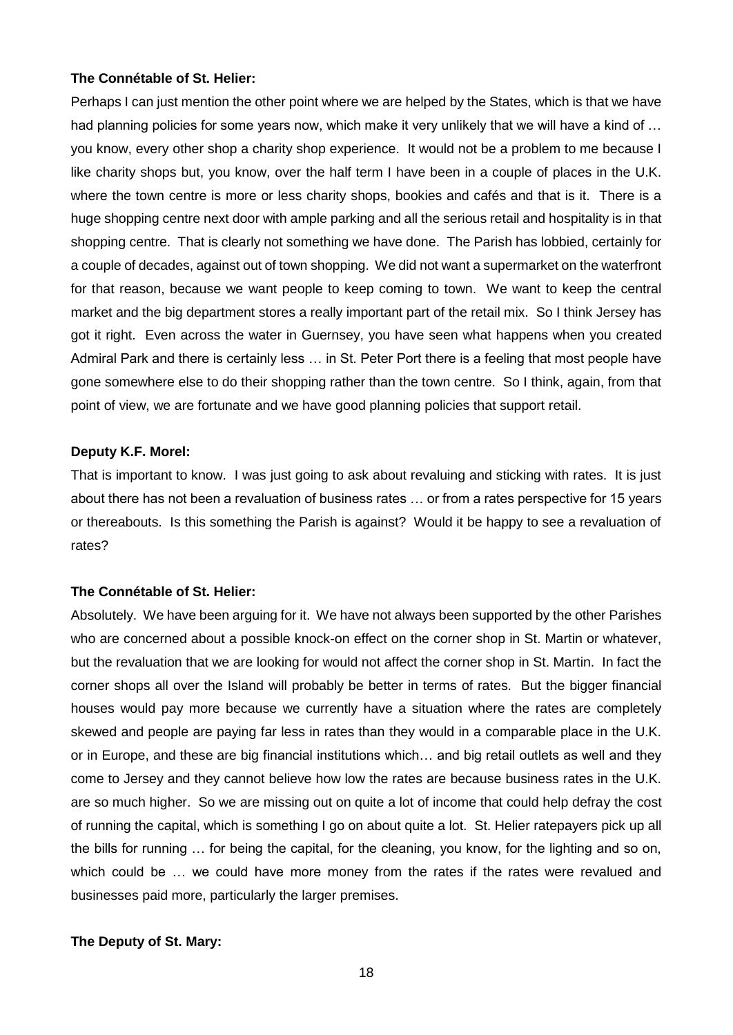**The Connétable of St. Helier:**

Perhaps I can just mention the other point where we are helped by the States, which is that we have had planning policies for some years now, which make it very unlikely that we will have a kind of … you know, every other shop a charity shop experience. It would not be a problem to me because I like charity shops but, you know, over the half term I have been in a couple of places in the U.K. where the town centre is more or less charity shops, bookies and cafés and that is it. There is a huge shopping centre next door with ample parking and all the serious retail and hospitality is in that shopping centre. That is clearly not something we have done. The Parish has lobbied, certainly for a couple of decades, against out of town shopping. We did not want a supermarket on the waterfront for that reason, because we want people to keep coming to town. We want to keep the central market and the big department stores a really important part of the retail mix. So I think Jersey has got it right. Even across the water in Guernsey, you have seen what happens when you created Admiral Park and there is certainly less … in St. Peter Port there is a feeling that most people have gone somewhere else to do their shopping rather than the town centre. So I think, again, from that point of view, we are fortunate and we have good planning policies that support retail.

**Deputy K.F. Morel:**

That is important to know. I was just going to ask about revaluing and sticking with rates. It is just about there has not been a revaluation of business rates … or from a rates perspective for 15 years or thereabouts. Is this something the Parish is against? Would it be happy to see a revaluation of rates?

**The Connétable of St. Helier:**

Absolutely. We have been arguing for it. We have not always been supported by the other Parishes who are concerned about a possible knock-on effect on the corner shop in St. Martin or whatever, but the revaluation that we are looking for would not affect the corner shop in St. Martin. In fact the corner shops all over the Island will probably be better in terms of rates. But the bigger financial houses would pay more because we currently have a situation where the rates are completely skewed and people are paying far less in rates than they would in a comparable place in the U.K. or in Europe, and these are big financial institutions which… and big retail outlets as well and they come to Jersey and they cannot believe how low the rates are because business rates in the U.K. are so much higher. So we are missing out on quite a lot of income that could help defray the cost of running the capital, which is something I go on about quite a lot. St. Helier ratepayers pick up all the bills for running … for being the capital, for the cleaning, you know, for the lighting and so on, which could be … we could have more money from the rates if the rates were revalued and businesses paid more, particularly the larger premises.

**The Deputy of St. Mary:**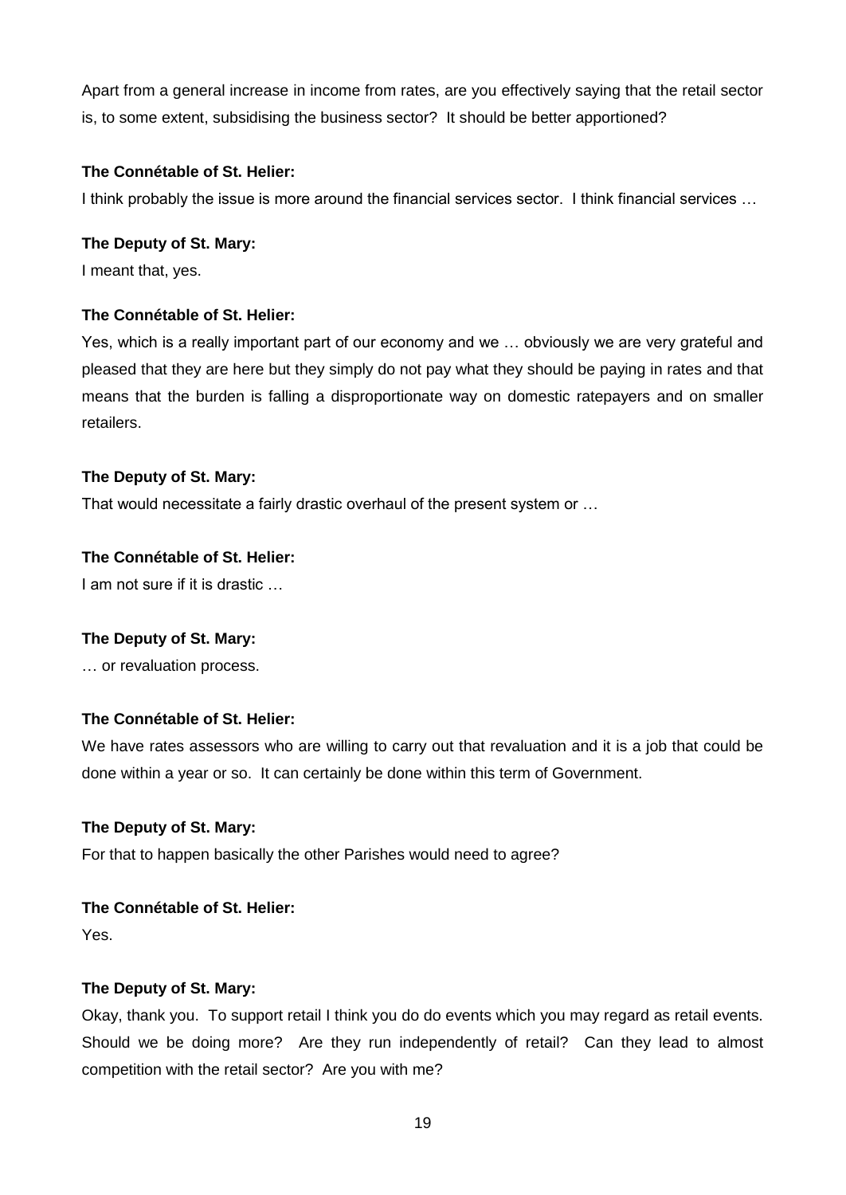Apart from a general increase in income from rates, are you effectively saying that the retail sector is, to some extent, subsidising the business sector? It should be better apportioned?

**The Connétable of St. Helier:**

I think probably the issue is more around the financial services sector. I think financial services …

**The Deputy of St. Mary:**

I meant that, yes.

**The Connétable of St. Helier:**

Yes, which is a really important part of our economy and we … obviously we are very grateful and pleased that they are here but they simply do not pay what they should be paying in rates and that means that the burden is falling a disproportionate way on domestic ratepayers and on smaller retailers.

**The Deputy of St. Mary:**

That would necessitate a fairly drastic overhaul of the present system or …

**The Connétable of St. Helier:**

I am not sure if it is drastic …

**The Deputy of St. Mary:**

… or revaluation process.

**The Connétable of St. Helier:**

We have rates assessors who are willing to carry out that revaluation and it is a job that could be done within a year or so. It can certainly be done within this term of Government.

**The Deputy of St. Mary:**

For that to happen basically the other Parishes would need to agree?

**The Connétable of St. Helier:**

Yes.

**The Deputy of St. Mary:**

Okay, thank you. To support retail I think you do do events which you may regard as retail events. Should we be doing more? Are they run independently of retail? Can they lead to almost competition with the retail sector? Are you with me?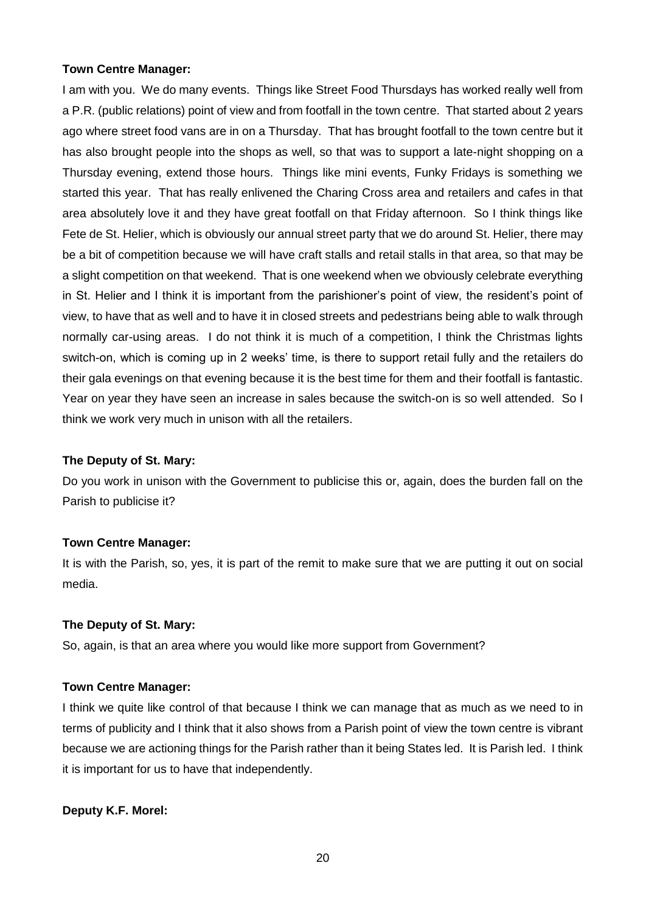**Town Centre Manager:**

I am with you. We do many events. Things like Street Food Thursdays has worked really well from a P.R. (public relations) point of view and from footfall in the town centre. That started about 2 years ago where street food vans are in on a Thursday. That has brought footfall to the town centre but it has also brought people into the shops as well, so that was to support a late-night shopping on a Thursday evening, extend those hours. Things like mini events, Funky Fridays is something we started this year. That has really enlivened the Charing Cross area and retailers and cafes in that area absolutely love it and they have great footfall on that Friday afternoon. So I think things like Fete de St. Helier, which is obviously our annual street party that we do around St. Helier, there may be a bit of competition because we will have craft stalls and retail stalls in that area, so that may be a slight competition on that weekend. That is one weekend when we obviously celebrate everything in St. Helier and I think it is important from the parishioner's point of view, the resident's point of view, to have that as well and to have it in closed streets and pedestrians being able to walk through normally car-using areas. I do not think it is much of a competition, I think the Christmas lights switch-on, which is coming up in 2 weeks' time, is there to support retail fully and the retailers do their gala evenings on that evening because it is the best time for them and their footfall is fantastic. Year on year they have seen an increase in sales because the switch-on is so well attended. So I think we work very much in unison with all the retailers.

**The Deputy of St. Mary:**

Do you work in unison with the Government to publicise this or, again, does the burden fall on the Parish to publicise it?

**Town Centre Manager:**

It is with the Parish, so, yes, it is part of the remit to make sure that we are putting it out on social media.

**The Deputy of St. Mary:**

So, again, is that an area where you would like more support from Government?

**Town Centre Manager:**

I think we quite like control of that because I think we can manage that as much as we need to in terms of publicity and I think that it also shows from a Parish point of view the town centre is vibrant because we are actioning things for the Parish rather than it being States led. It is Parish led. I think it is important for us to have that independently.

**Deputy K.F. Morel:**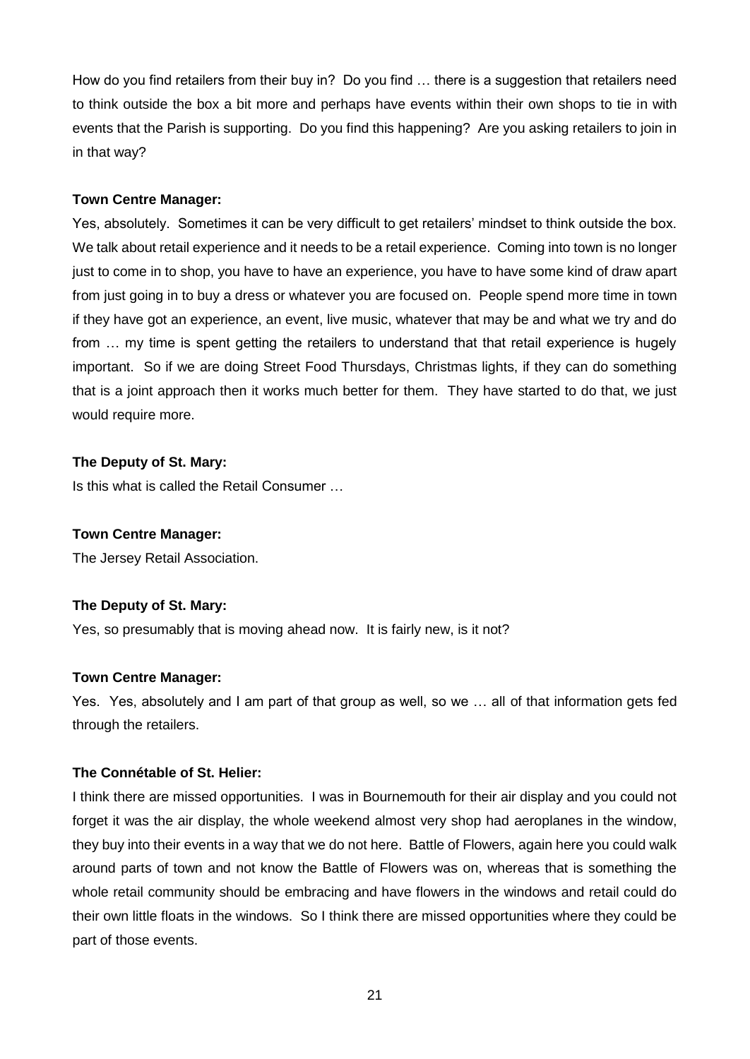How do you find retailers from their buy in? Do you find … there is a suggestion that retailers need to think outside the box a bit more and perhaps have events within their own shops to tie in with events that the Parish is supporting. Do you find this happening? Are you asking retailers to join in in that way?

**Town Centre Manager:**

Yes, absolutely. Sometimes it can be very difficult to get retailers' mindset to think outside the box. We talk about retail experience and it needs to be a retail experience. Coming into town is no longer just to come in to shop, you have to have an experience, you have to have some kind of draw apart from just going in to buy a dress or whatever you are focused on. People spend more time in town if they have got an experience, an event, live music, whatever that may be and what we try and do from … my time is spent getting the retailers to understand that that retail experience is hugely important. So if we are doing Street Food Thursdays, Christmas lights, if they can do something that is a joint approach then it works much better for them. They have started to do that, we just would require more.

**The Deputy of St. Mary:**

Is this what is called the Retail Consumer …

**Town Centre Manager:**

The Jersey Retail Association.

**The Deputy of St. Mary:**

Yes, so presumably that is moving ahead now. It is fairly new, is it not?

**Town Centre Manager:**

Yes. Yes, absolutely and I am part of that group as well, so we … all of that information gets fed through the retailers.

**The Connétable of St. Helier:**

I think there are missed opportunities. I was in Bournemouth for their air display and you could not forget it was the air display, the whole weekend almost very shop had aeroplanes in the window, they buy into their events in a way that we do not here. Battle of Flowers, again here you could walk around parts of town and not know the Battle of Flowers was on, whereas that is something the whole retail community should be embracing and have flowers in the windows and retail could do their own little floats in the windows. So I think there are missed opportunities where they could be part of those events.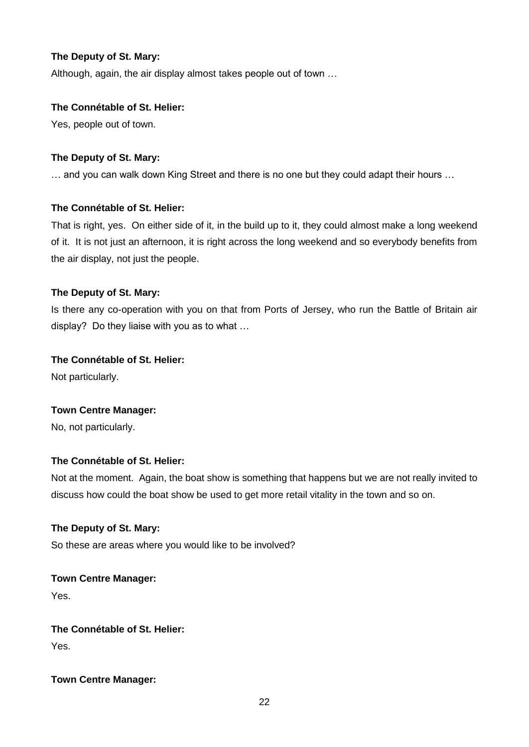**The Deputy of St. Mary:**

Although, again, the air display almost takes people out of town …

**The Connétable of St. Helier:**

Yes, people out of town.

**The Deputy of St. Mary:**

… and you can walk down King Street and there is no one but they could adapt their hours …

**The Connétable of St. Helier:**

That is right, yes. On either side of it, in the build up to it, they could almost make a long weekend of it. It is not just an afternoon, it is right across the long weekend and so everybody benefits from the air display, not just the people.

**The Deputy of St. Mary:**

Is there any co-operation with you on that from Ports of Jersey, who run the Battle of Britain air display? Do they liaise with you as to what …

**The Connétable of St. Helier:**

Not particularly.

**Town Centre Manager:**

No, not particularly.

**The Connétable of St. Helier:**

Not at the moment. Again, the boat show is something that happens but we are not really invited to discuss how could the boat show be used to get more retail vitality in the town and so on.

**The Deputy of St. Mary:**

So these are areas where you would like to be involved?

**Town Centre Manager:**

Yes.

**The Connétable of St. Helier:**

Yes.

**Town Centre Manager:**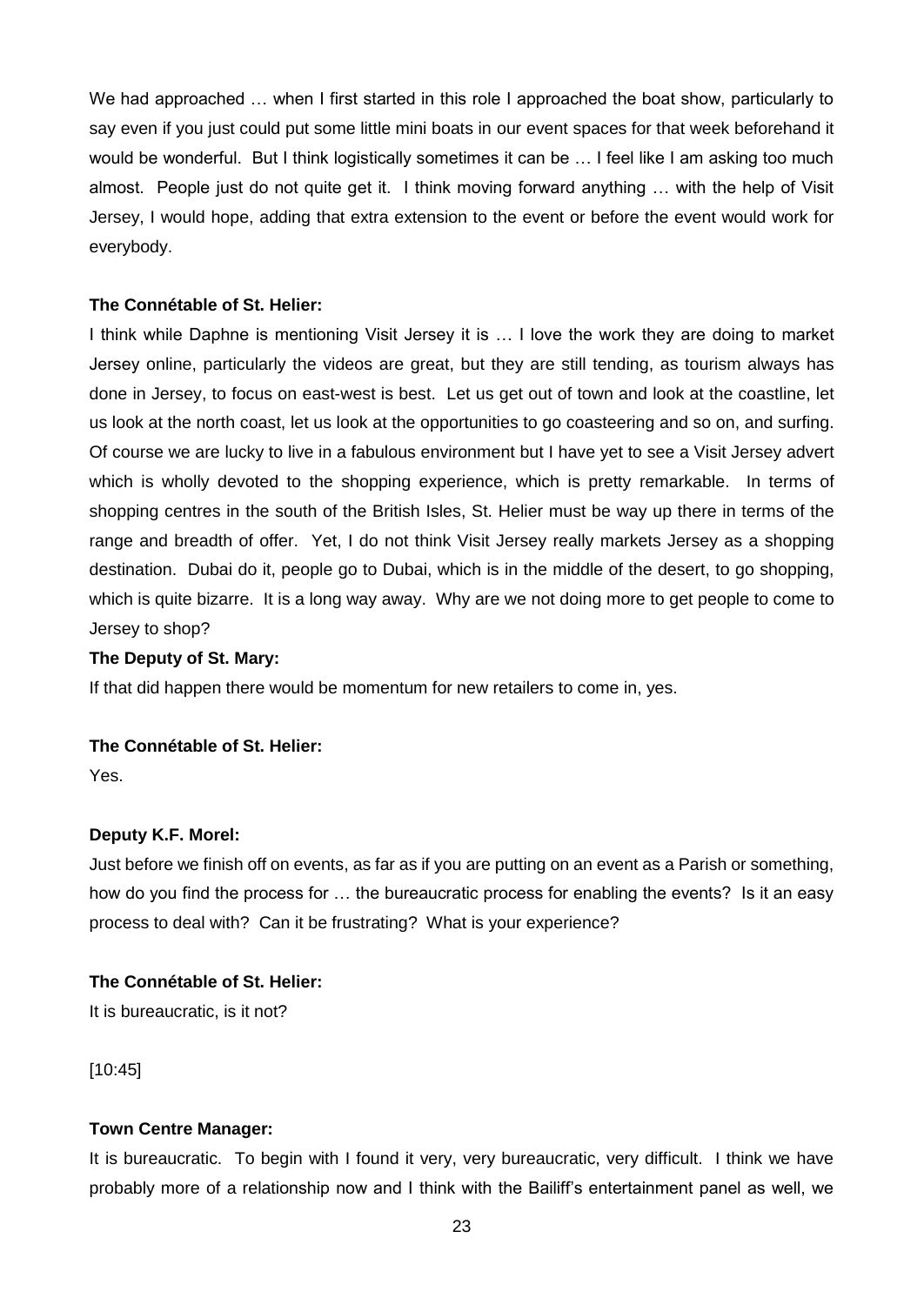We had approached … when I first started in this role I approached the boat show, particularly to say even if you just could put some little mini boats in our event spaces for that week beforehand it would be wonderful. But I think logistically sometimes it can be … I feel like I am asking too much almost. People just do not quite get it. I think moving forward anything … with the help of Visit Jersey, I would hope, adding that extra extension to the event or before the event would work for everybody.

**The Connétable of St. Helier:**

I think while Daphne is mentioning Visit Jersey it is … I love the work they are doing to market Jersey online, particularly the videos are great, but they are still tending, as tourism always has done in Jersey, to focus on east-west is best. Let us get out of town and look at the coastline, let us look at the north coast, let us look at the opportunities to go coasteering and so on, and surfing. Of course we are lucky to live in a fabulous environment but I have yet to see a Visit Jersey advert which is wholly devoted to the shopping experience, which is pretty remarkable. In terms of shopping centres in the south of the British Isles, St. Helier must be way up there in terms of the range and breadth of offer. Yet, I do not think Visit Jersey really markets Jersey as a shopping destination. Dubai do it, people go to Dubai, which is in the middle of the desert, to go shopping, which is quite bizarre. It is a long way away. Why are we not doing more to get people to come to Jersey to shop?

**The Deputy of St. Mary:**

If that did happen there would be momentum for new retailers to come in, yes.

**The Connétable of St. Helier:**

Yes.

**Deputy K.F. Morel:**

Just before we finish off on events, as far as if you are putting on an event as a Parish or something, how do you find the process for … the bureaucratic process for enabling the events? Is it an easy process to deal with? Can it be frustrating? What is your experience?

**The Connétable of St. Helier:**

It is bureaucratic, is it not?

[10:45]

**Town Centre Manager:**

It is bureaucratic. To begin with I found it very, very bureaucratic, very difficult. I think we have probably more of a relationship now and I think with the Bailiff's entertainment panel as well, we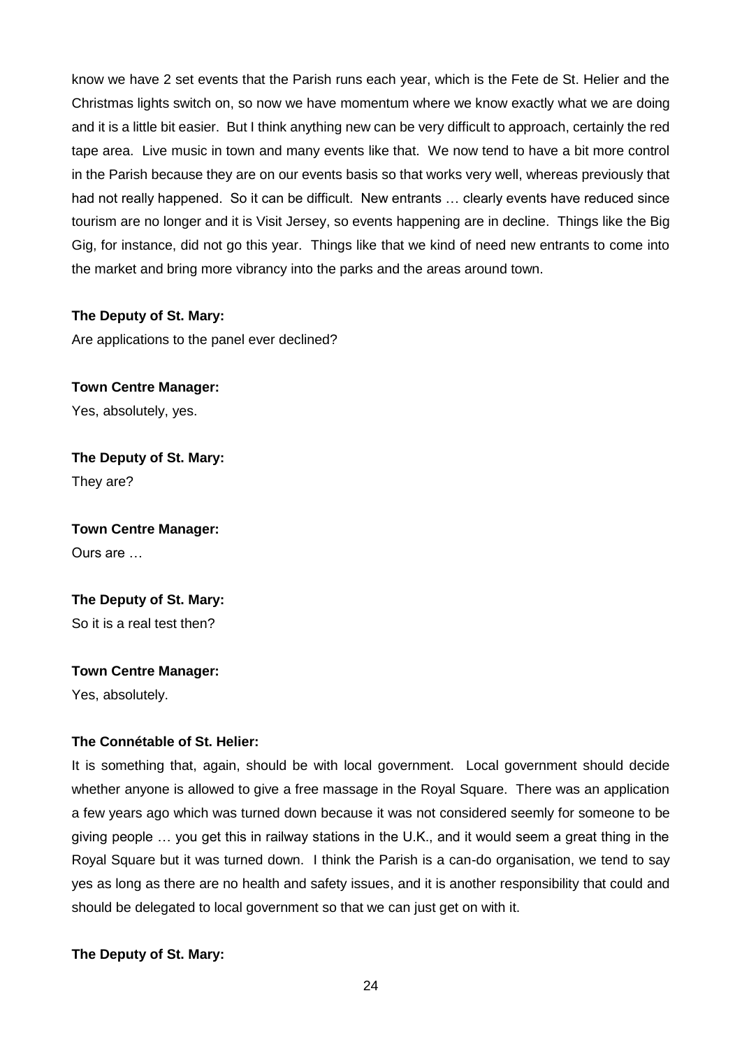know we have 2 set events that the Parish runs each year, which is the Fete de St. Helier and the Christmas lights switch on, so now we have momentum where we know exactly what we are doing and it is a little bit easier. But I think anything new can be very difficult to approach, certainly the red tape area. Live music in town and many events like that. We now tend to have a bit more control in the Parish because they are on our events basis so that works very well, whereas previously that had not really happened. So it can be difficult. New entrants … clearly events have reduced since tourism are no longer and it is Visit Jersey, so events happening are in decline. Things like the Big Gig, for instance, did not go this year. Things like that we kind of need new entrants to come into the market and bring more vibrancy into the parks and the areas around town.

**The Deputy of St. Mary:**

Are applications to the panel ever declined?

**Town Centre Manager:**

Yes, absolutely, yes.

**The Deputy of St. Mary:**

They are?

**Town Centre Manager:**

Ours are …

**The Deputy of St. Mary:**

So it is a real test then?

**Town Centre Manager:**

Yes, absolutely.

**The Connétable of St. Helier:**

It is something that, again, should be with local government. Local government should decide whether anyone is allowed to give a free massage in the Royal Square. There was an application a few years ago which was turned down because it was not considered seemly for someone to be giving people … you get this in railway stations in the U.K., and it would seem a great thing in the Royal Square but it was turned down. I think the Parish is a can-do organisation, we tend to say yes as long as there are no health and safety issues, and it is another responsibility that could and should be delegated to local government so that we can just get on with it.

**The Deputy of St. Mary:**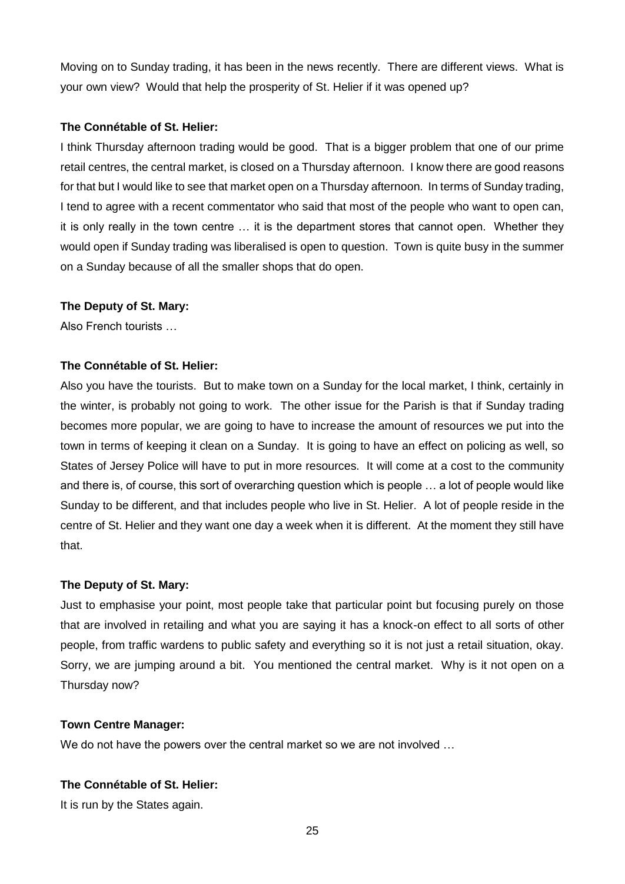Moving on to Sunday trading, it has been in the news recently. There are different views. What is your own view? Would that help the prosperity of St. Helier if it was opened up?

**The Connétable of St. Helier:**

I think Thursday afternoon trading would be good. That is a bigger problem that one of our prime retail centres, the central market, is closed on a Thursday afternoon. I know there are good reasons for that but I would like to see that market open on a Thursday afternoon. In terms of Sunday trading, I tend to agree with a recent commentator who said that most of the people who want to open can, it is only really in the town centre … it is the department stores that cannot open. Whether they would open if Sunday trading was liberalised is open to question. Town is quite busy in the summer on a Sunday because of all the smaller shops that do open.

**The Deputy of St. Mary:**

Also French tourists …

**The Connétable of St. Helier:**

Also you have the tourists. But to make town on a Sunday for the local market, I think, certainly in the winter, is probably not going to work. The other issue for the Parish is that if Sunday trading becomes more popular, we are going to have to increase the amount of resources we put into the town in terms of keeping it clean on a Sunday. It is going to have an effect on policing as well, so States of Jersey Police will have to put in more resources. It will come at a cost to the community and there is, of course, this sort of overarching question which is people … a lot of people would like Sunday to be different, and that includes people who live in St. Helier. A lot of people reside in the centre of St. Helier and they want one day a week when it is different. At the moment they still have that.

**The Deputy of St. Mary:**

Just to emphasise your point, most people take that particular point but focusing purely on those that are involved in retailing and what you are saying it has a knock-on effect to all sorts of other people, from traffic wardens to public safety and everything so it is not just a retail situation, okay. Sorry, we are jumping around a bit. You mentioned the central market. Why is it not open on a Thursday now?

**Town Centre Manager:**

We do not have the powers over the central market so we are not involved …

**The Connétable of St. Helier:**

It is run by the States again.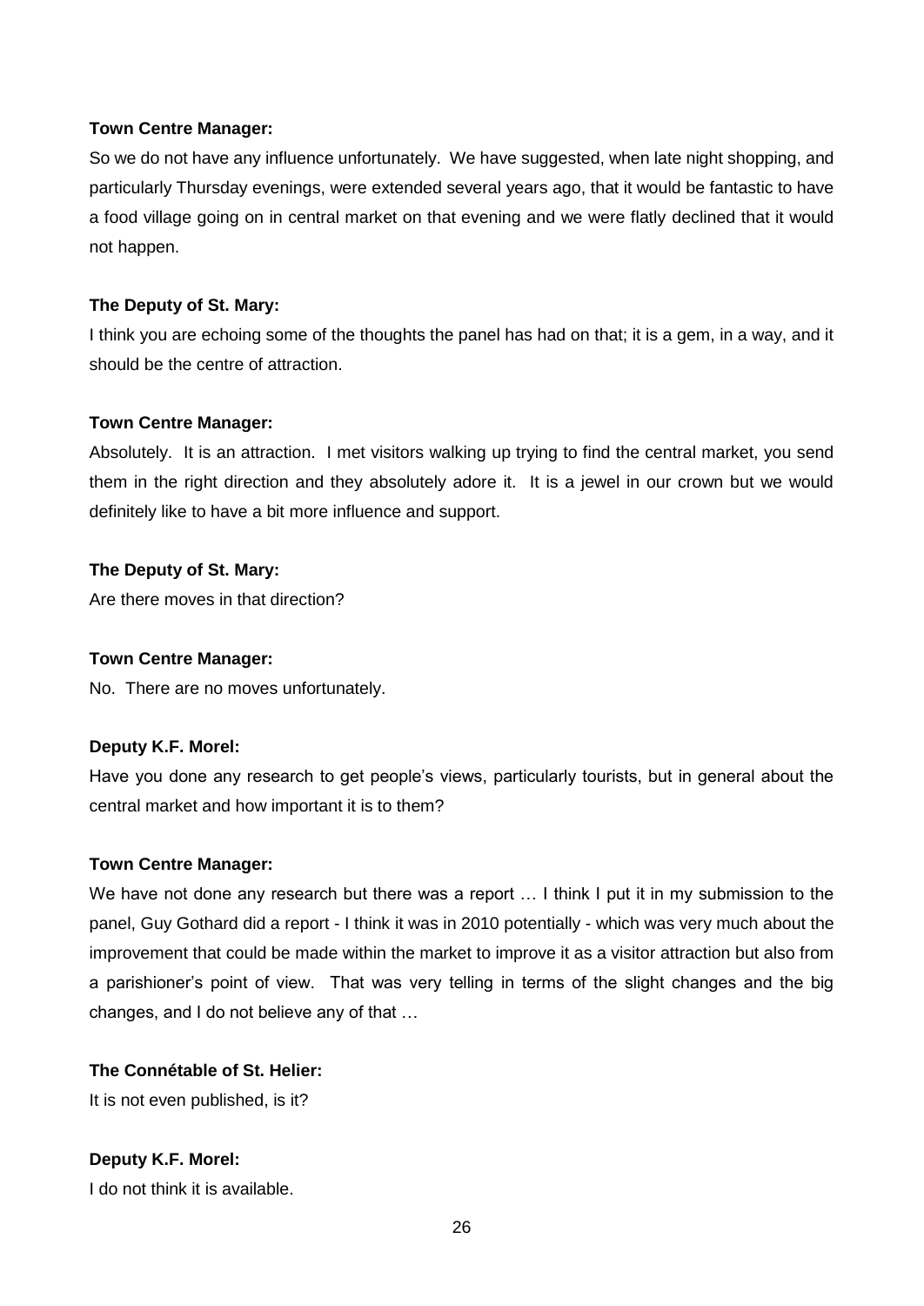**Town Centre Manager:**

So we do not have any influence unfortunately. We have suggested, when late night shopping, and particularly Thursday evenings, were extended several years ago, that it would be fantastic to have a food village going on in central market on that evening and we were flatly declined that it would not happen.

**The Deputy of St. Mary:**

I think you are echoing some of the thoughts the panel has had on that; it is a gem, in a way, and it should be the centre of attraction.

**Town Centre Manager:**

Absolutely. It is an attraction. I met visitors walking up trying to find the central market, you send them in the right direction and they absolutely adore it. It is a jewel in our crown but we would definitely like to have a bit more influence and support.

**The Deputy of St. Mary:**

Are there moves in that direction?

**Town Centre Manager:**

No. There are no moves unfortunately.

**Deputy K.F. Morel:**

Have you done any research to get people's views, particularly tourists, but in general about the central market and how important it is to them?

**Town Centre Manager:**

We have not done any research but there was a report … I think I put it in my submission to the panel, Guy Gothard did a report - I think it was in 2010 potentially - which was very much about the improvement that could be made within the market to improve it as a visitor attraction but also from a parishioner's point of view. That was very telling in terms of the slight changes and the big changes, and I do not believe any of that …

**The Connétable of St. Helier:**

It is not even published, is it?

**Deputy K.F. Morel:**

I do not think it is available.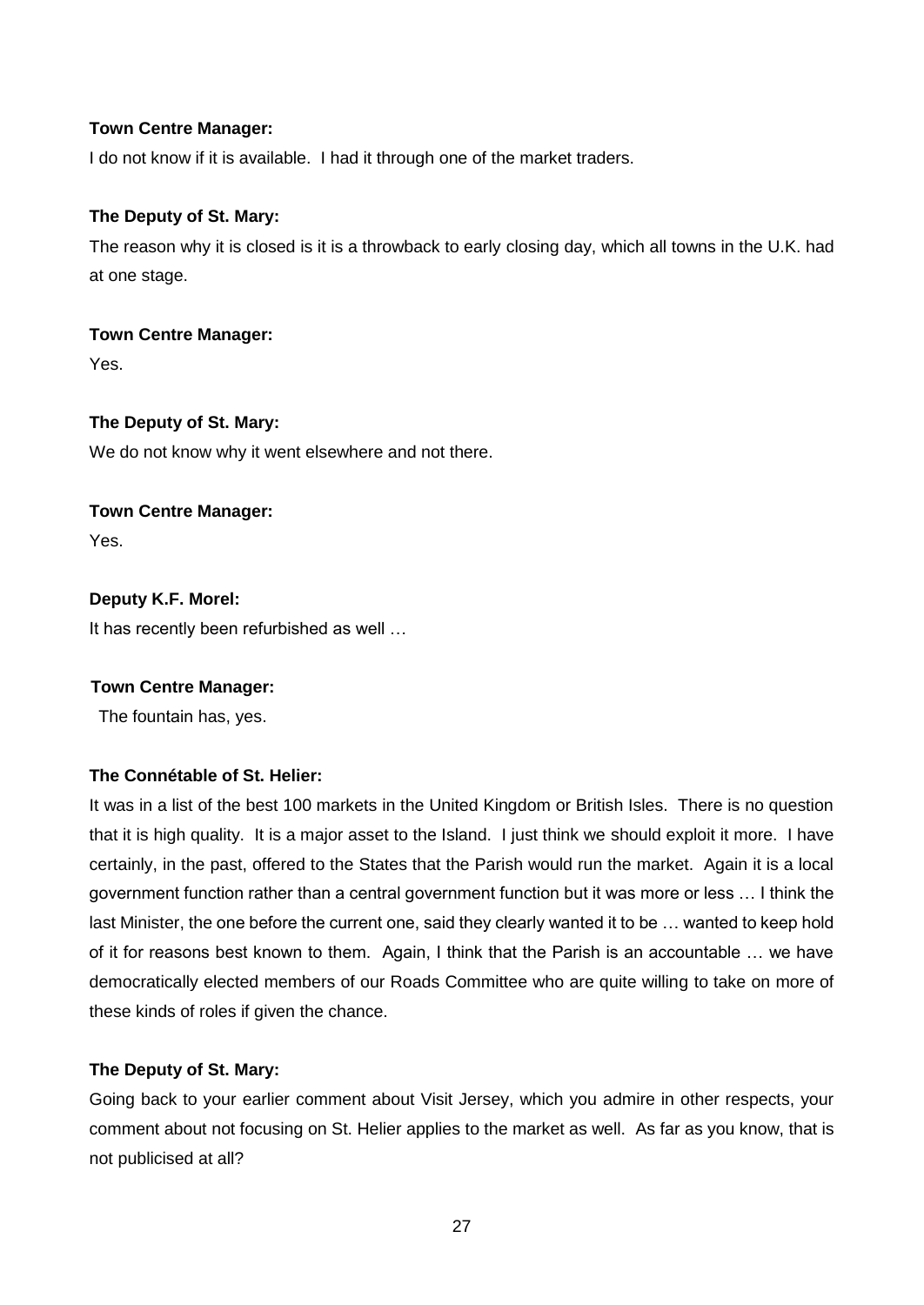**Town Centre Manager:**

I do not know if it is available. I had it through one of the market traders.

**The Deputy of St. Mary:**

The reason why it is closed is it is a throwback to early closing day, which all towns in the U.K. had at one stage.

**Town Centre Manager:**

Yes.

**The Deputy of St. Mary:**

We do not know why it went elsewhere and not there.

**Town Centre Manager:**

Yes.

**Deputy K.F. Morel:**

It has recently been refurbished as well …

**Town Centre Manager:**

The fountain has, yes.

**The Connétable of St. Helier:**

It was in a list of the best 100 markets in the United Kingdom or British Isles. There is no question that it is high quality. It is a major asset to the Island. I just think we should exploit it more. I have certainly, in the past, offered to the States that the Parish would run the market. Again it is a local government function rather than a central government function but it was more or less … I think the last Minister, the one before the current one, said they clearly wanted it to be … wanted to keep hold of it for reasons best known to them. Again, I think that the Parish is an accountable … we have democratically elected members of our Roads Committee who are quite willing to take on more of these kinds of roles if given the chance.

**The Deputy of St. Mary:**

Going back to your earlier comment about Visit Jersey, which you admire in other respects, your comment about not focusing on St. Helier applies to the market as well. As far as you know, that is not publicised at all?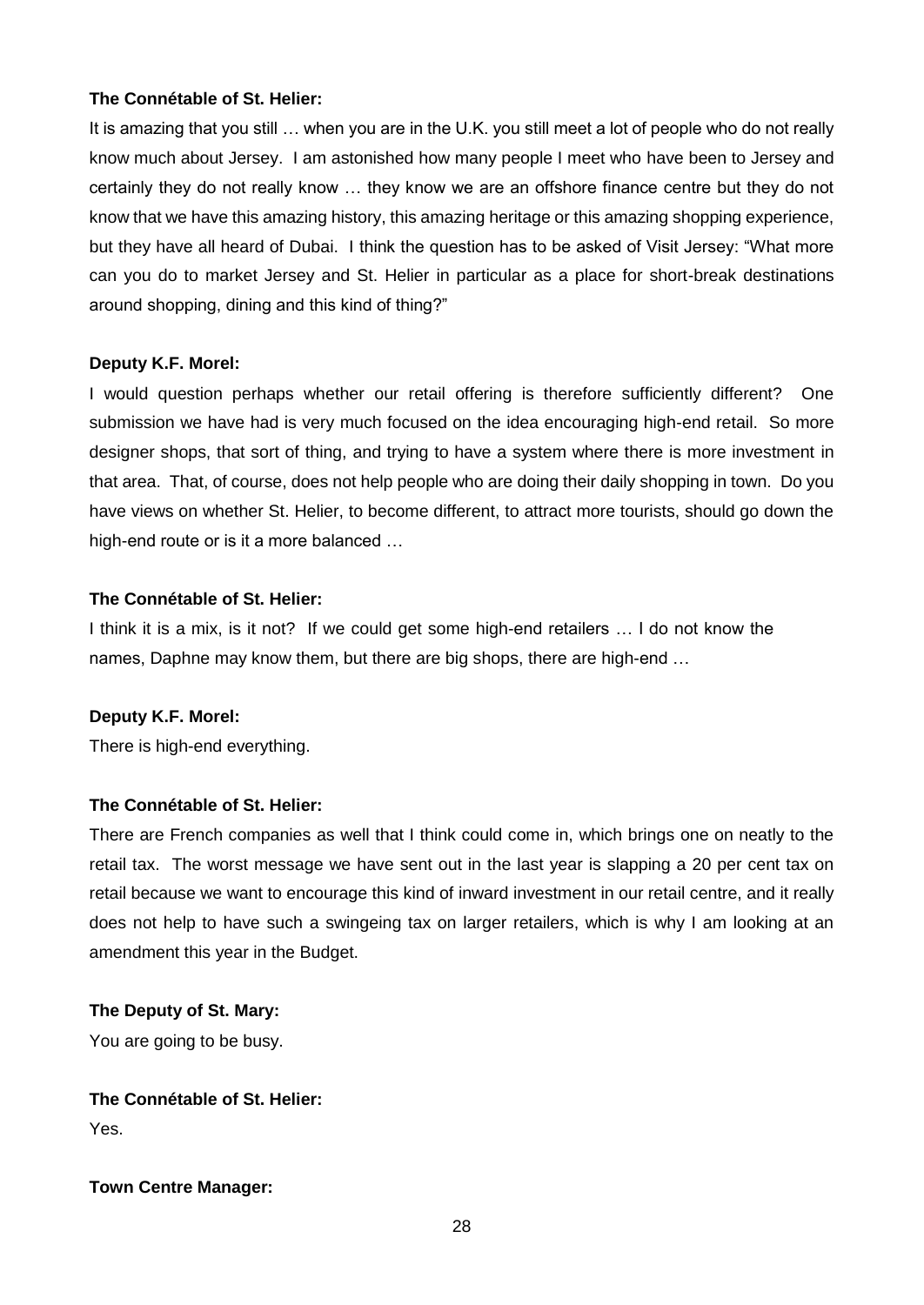**The Connétable of St. Helier:**

It is amazing that you still … when you are in the U.K. you still meet a lot of people who do not really know much about Jersey. I am astonished how many people I meet who have been to Jersey and certainly they do not really know … they know we are an offshore finance centre but they do not know that we have this amazing history, this amazing heritage or this amazing shopping experience, but they have all heard of Dubai. I think the question has to be asked of Visit Jersey: "What more can you do to market Jersey and St. Helier in particular as a place for short-break destinations around shopping, dining and this kind of thing?"

**Deputy K.F. Morel:**

I would question perhaps whether our retail offering is therefore sufficiently different? One submission we have had is very much focused on the idea encouraging high-end retail. So more designer shops, that sort of thing, and trying to have a system where there is more investment in that area. That, of course, does not help people who are doing their daily shopping in town. Do you have views on whether St. Helier, to become different, to attract more tourists, should go down the high-end route or is it a more balanced …

**The Connétable of St. Helier:**

I think it is a mix, is it not? If we could get some high-end retailers … I do not know the names, Daphne may know them, but there are big shops, there are high-end …

**Deputy K.F. Morel:**

There is high-end everything.

**The Connétable of St. Helier:**

There are French companies as well that I think could come in, which brings one on neatly to the retail tax. The worst message we have sent out in the last year is slapping a 20 per cent tax on retail because we want to encourage this kind of inward investment in our retail centre, and it really does not help to have such a swingeing tax on larger retailers, which is why I am looking at an amendment this year in the Budget.

**The Deputy of St. Mary:**

You are going to be busy.

**The Connétable of St. Helier:**

Yes.

**Town Centre Manager:**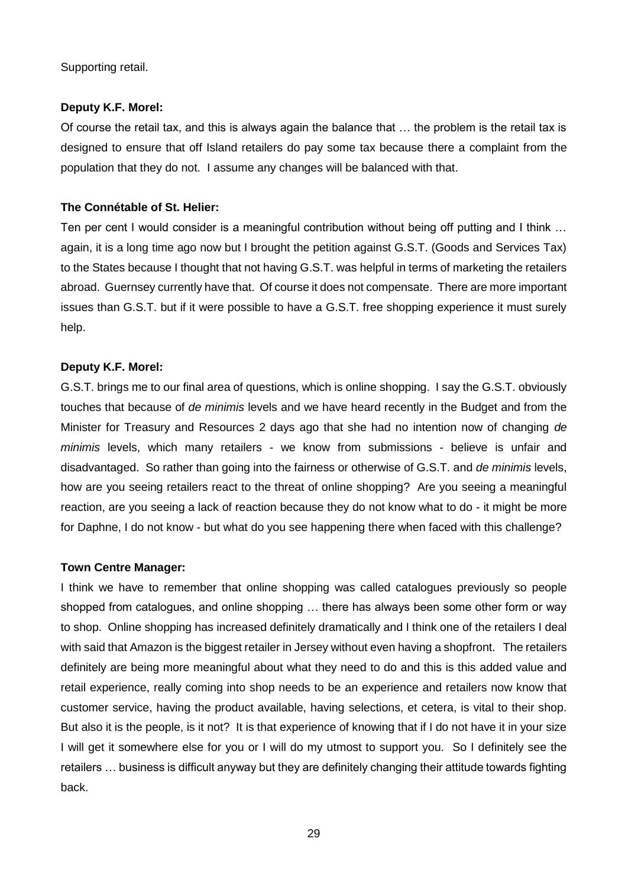Supporting retail.

**Deputy K.F. Morel:**

Of course the retail tax, and this is always again the balance that … the problem is the retail tax is designed to ensure that off Island retailers do pay some tax because there a complaint from the population that they do not. I assume any changes will be balanced with that.

**The Connétable of St. Helier:**

Ten per cent I would consider is a meaningful contribution without being off putting and I think … again, it is a long time ago now but I brought the petition against G.S.T. (Goods and Services Tax) to the States because I thought that not having G.S.T. was helpful in terms of marketing the retailers abroad. Guernsey currently have that. Of course it does not compensate. There are more important issues than G.S.T. but if it were possible to have a G.S.T. free shopping experience it must surely help.

**Deputy K.F. Morel:**

G.S.T. brings me to our final area of questions, which is online shopping. I say the G.S.T. obviously touches that because of *de minimis* levels and we have heard recently in the Budget and from the Minister for Treasury and Resources 2 days ago that she had no intention now of changing *de minimis* levels, which many retailers - we know from submissions - believe is unfair and disadvantaged. So rather than going into the fairness or otherwise of G.S.T. and *de minimis* levels, how are you seeing retailers react to the threat of online shopping? Are you seeing a meaningful reaction, are you seeing a lack of reaction because they do not know what to do - it might be more for Daphne, I do not know - but what do you see happening there when faced with this challenge?

**Town Centre Manager:**

I think we have to remember that online shopping was called catalogues previously so people shopped from catalogues, and online shopping … there has always been some other form or way to shop. Online shopping has increased definitely dramatically and I think one of the retailers I deal with said that Amazon is the biggest retailer in Jersey without even having a shopfront. The retailers definitely are being more meaningful about what they need to do and this is this added value and retail experience, really coming into shop needs to be an experience and retailers now know that customer service, having the product available, having selections, et cetera, is vital to their shop. But also it is the people, is it not? It is that experience of knowing that if I do not have it in your size I will get it somewhere else for you or I will do my utmost to support you. So I definitely see the retailers … business is difficult anyway but they are definitely changing their attitude towards fighting back.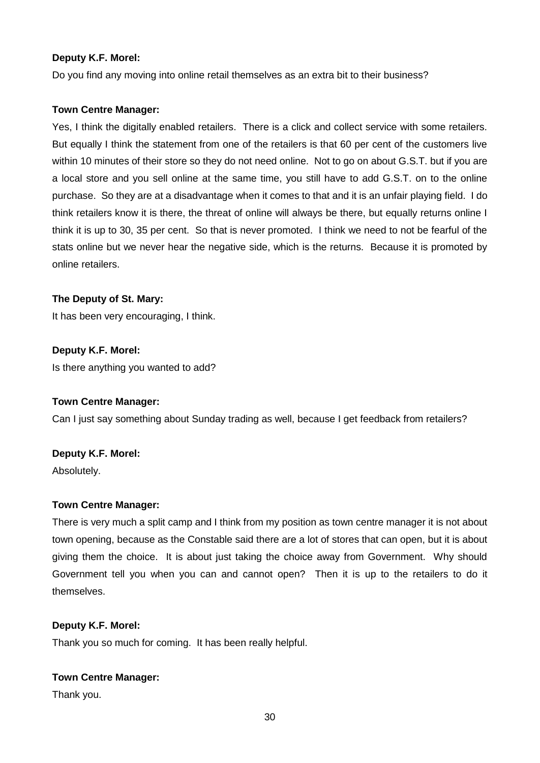**Deputy K.F. Morel:**

Do you find any moving into online retail themselves as an extra bit to their business?

**Town Centre Manager:**

Yes, I think the digitally enabled retailers. There is a click and collect service with some retailers. But equally I think the statement from one of the retailers is that 60 per cent of the customers live within 10 minutes of their store so they do not need online. Not to go on about G.S.T. but if you are a local store and you sell online at the same time, you still have to add G.S.T. on to the online purchase. So they are at a disadvantage when it comes to that and it is an unfair playing field. I do think retailers know it is there, the threat of online will always be there, but equally returns online I think it is up to 30, 35 per cent. So that is never promoted. I think we need to not be fearful of the stats online but we never hear the negative side, which is the returns. Because it is promoted by online retailers.

**The Deputy of St. Mary:**

It has been very encouraging, I think.

**Deputy K.F. Morel:**

Is there anything you wanted to add?

**Town Centre Manager:**

Can I just say something about Sunday trading as well, because I get feedback from retailers?

**Deputy K.F. Morel:**

Absolutely.

**Town Centre Manager:**

There is very much a split camp and I think from my position as town centre manager it is not about town opening, because as the Constable said there are a lot of stores that can open, but it is about giving them the choice. It is about just taking the choice away from Government. Why should Government tell you when you can and cannot open? Then it is up to the retailers to do it themselves.

**Deputy K.F. Morel:**

Thank you so much for coming. It has been really helpful.

**Town Centre Manager:**

Thank you.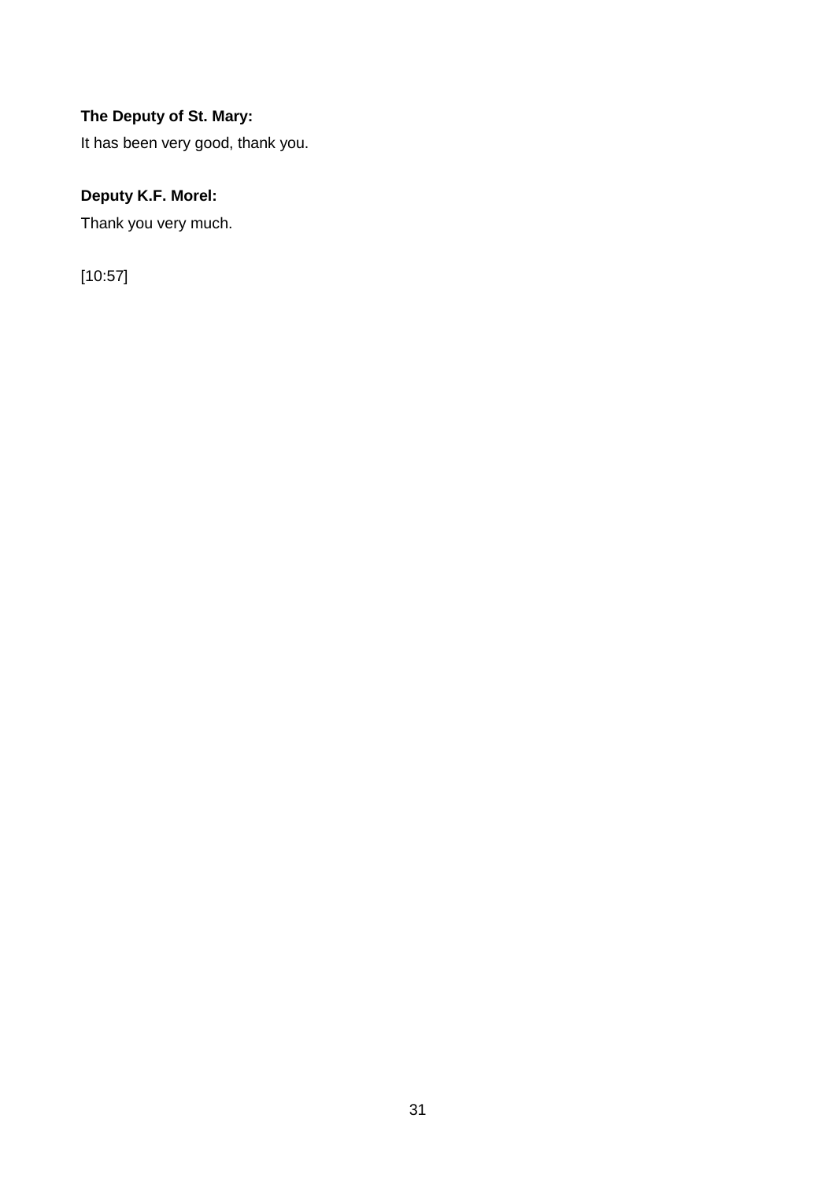**The Deputy of St. Mary:**

It has been very good, thank you.

**Deputy K.F. Morel:**

Thank you very much.

[10:57]